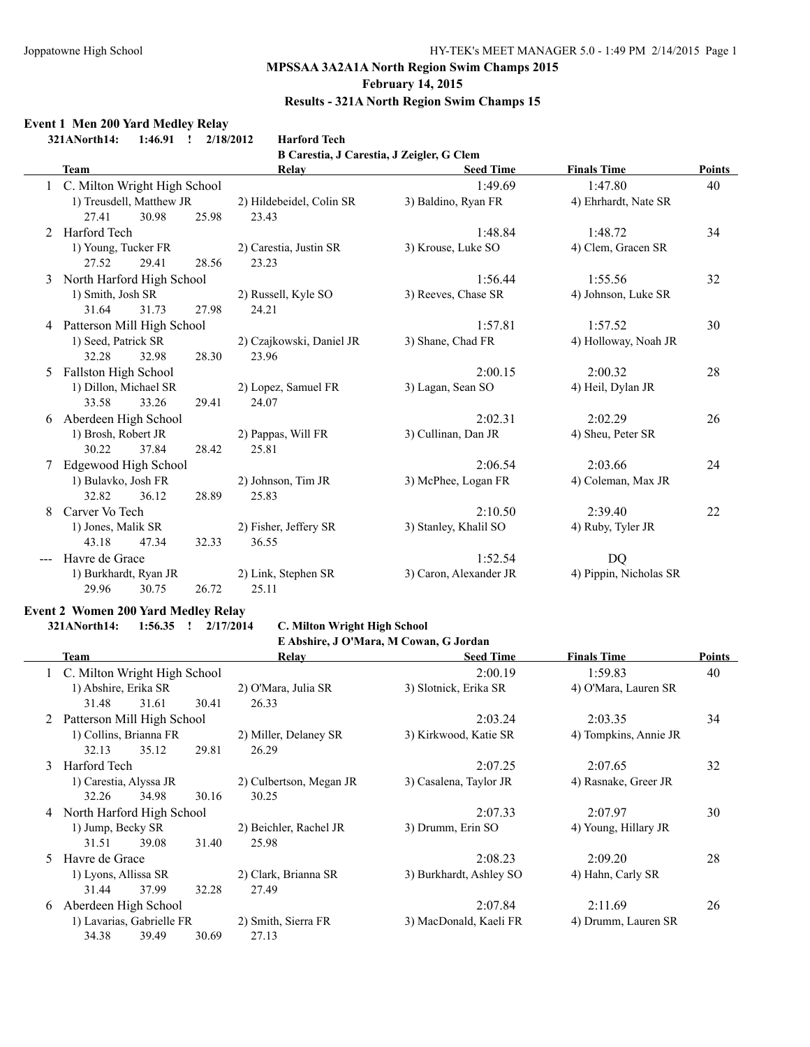## MPSSAA 3A2A1A North Region Swim Champs 2015

**February 14, 2015**

**Results - 321A North Region Swim Champs 15**

### Event 1 Men 200 Yard Medley Relay

**321ANorth14: 1:46.91 ! 2/18/2012 Harford Tech**
**B Carestia, J Carestia, J Zeigler, G Clem**

| | Team | Relay | Seed Time | Finals Time | Points |
|---|---|---|---|---|---|
| 1 | C. Milton Wright High School | | 1:49.69 | 1:47.80 | 40 |
| | 1) Treusdell, Matthew JR | 2) Hildebeidel, Colin SR | 3) Baldino, Ryan FR | 4) Ehrhardt, Nate SR | |
| | 27.41 30.98 25.98 | 23.43 | | | |
| 2 | Harford Tech | | 1:48.84 | 1:48.72 | 34 |
| | 1) Young, Tucker FR | 2) Carestia, Justin SR | 3) Krouse, Luke SO | 4) Clem, Gracen SR | |
| | 27.52 29.41 28.56 | 23.23 | | | |
| 3 | North Harford High School | | 1:56.44 | 1:55.56 | 32 |
| | 1) Smith, Josh SR | 2) Russell, Kyle SO | 3) Reeves, Chase SR | 4) Johnson, Luke SR | |
| | 31.64 31.73 27.98 | 24.21 | | | |
| 4 | Patterson Mill High School | | 1:57.81 | 1:57.52 | 30 |
| | 1) Seed, Patrick SR | 2) Czajkowski, Daniel JR | 3) Shane, Chad FR | 4) Holloway, Noah JR | |
| | 32.28 32.98 28.30 | 23.96 | | | |
| 5 | Fallston High School | | 2:00.15 | 2:00.32 | 28 |
| | 1) Dillon, Michael SR | 2) Lopez, Samuel FR | 3) Lagan, Sean SO | 4) Heil, Dylan JR | |
| | 33.58 33.26 29.41 | 24.07 | | | |
| 6 | Aberdeen High School | | 2:02.31 | 2:02.29 | 26 |
| | 1) Brosh, Robert JR | 2) Pappas, Will FR | 3) Cullinan, Dan JR | 4) Sheu, Peter SR | |
| | 30.22 37.84 28.42 | 25.81 | | | |
| 7 | Edgewood High School | | 2:06.54 | 2:03.66 | 24 |
| | 1) Bulavko, Josh FR | 2) Johnson, Tim JR | 3) McPhee, Logan FR | 4) Coleman, Max JR | |
| | 32.82 36.12 28.89 | 25.83 | | | |
| 8 | Carver Vo Tech | | 2:10.50 | 2:39.40 | 22 |
| | 1) Jones, Malik SR | 2) Fisher, Jeffery SR | 3) Stanley, Khalil SO | 4) Ruby, Tyler JR | |
| | 43.18 47.34 32.33 | 36.55 | | | |
| --- | Havre de Grace | | 1:52.54 | DQ | |
| | 1) Burkhardt, Ryan JR | 2) Link, Stephen SR | 3) Caron, Alexander JR | 4) Pippin, Nicholas SR | |
| | 29.96 30.75 26.72 | 25.11 | | | |

### Event 2 Women 200 Yard Medley Relay

**321ANorth14: 1:56.35 ! 2/17/2014 C. Milton Wright High School**
**E Abshire, J O'Mara, M Cowan, G Jordan**

| | Team | Relay | Seed Time | Finals Time | Points |
|---|---|---|---|---|---|
| 1 | C. Milton Wright High School | | 2:00.19 | 1:59.83 | 40 |
| | 1) Abshire, Erika SR | 2) O'Mara, Julia SR | 3) Slotnick, Erika SR | 4) O'Mara, Lauren SR | |
| | 31.48 31.61 30.41 | 26.33 | | | |
| 2 | Patterson Mill High School | | 2:03.24 | 2:03.35 | 34 |
| | 1) Collins, Brianna FR | 2) Miller, Delaney SR | 3) Kirkwood, Katie SR | 4) Tompkins, Annie JR | |
| | 32.13 35.12 29.81 | 26.29 | | | |
| 3 | Harford Tech | | 2:07.25 | 2:07.65 | 32 |
| | 1) Carestia, Alyssa JR | 2) Culbertson, Megan JR | 3) Casalena, Taylor JR | 4) Rasnake, Greer JR | |
| | 32.26 34.98 30.16 | 30.25 | | | |
| 4 | North Harford High School | | 2:07.33 | 2:07.97 | 30 |
| | 1) Jump, Becky SR | 2) Beichler, Rachel JR | 3) Drumm, Erin SO | 4) Young, Hillary JR | |
| | 31.51 39.08 31.40 | 25.98 | | | |
| 5 | Havre de Grace | | 2:08.23 | 2:09.20 | 28 |
| | 1) Lyons, Allissa SR | 2) Clark, Brianna SR | 3) Burkhardt, Ashley SO | 4) Hahn, Carly SR | |
| | 31.44 37.99 32.28 | 27.49 | | | |
| 6 | Aberdeen High School | | 2:07.84 | 2:11.69 | 26 |
| | 1) Lavarias, Gabrielle FR | 2) Smith, Sierra FR | 3) MacDonald, Kaeli FR | 4) Drumm, Lauren SR | |
| | 34.38 39.49 30.69 | 27.13 | | | |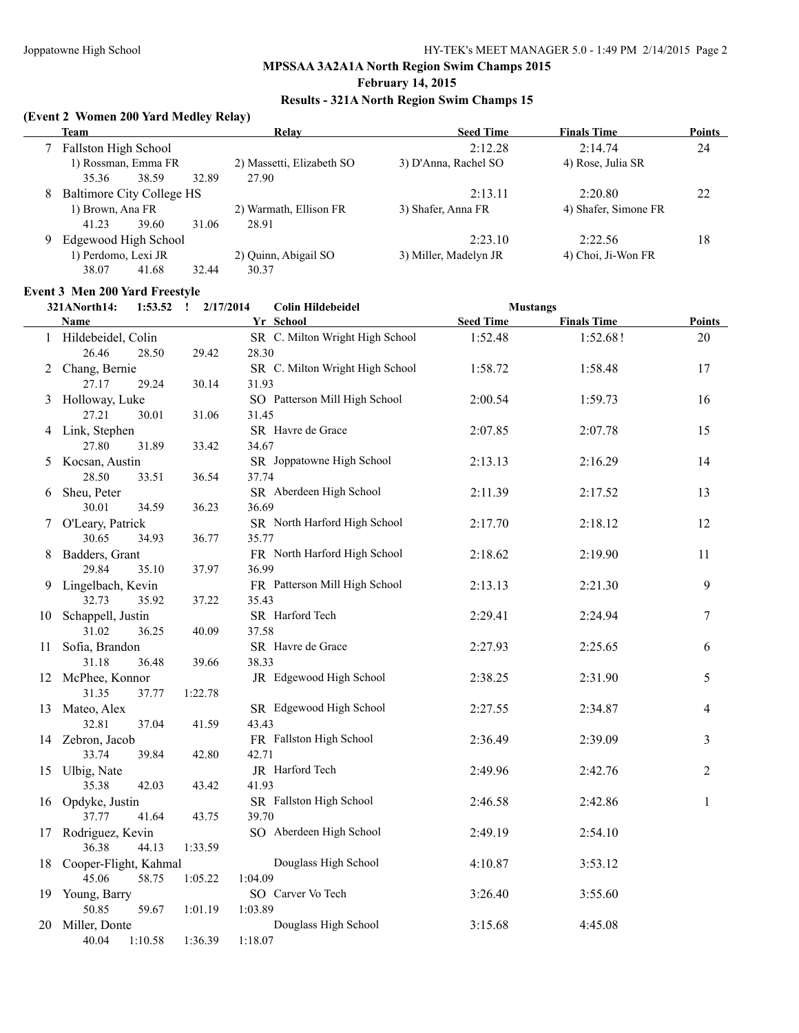## MPSSAA 3A2A1A North Region Swim Champs 2015

**February 14, 2015**

**Results - 321A North Region Swim Champs 15**

### (Event 2 Women 200 Yard Medley Relay)

| | Team | Relay | | Seed Time | Finals Time | Points |
|---|---|---|---|---|---|---|
| 7 | Fallston High School | | | 2:12.28 | 2:14.74 | 24 |
| | 1) Rossman, Emma FR | 2) Massetti, Elizabeth SO | 3) D'Anna, Rachel SO | 4) Rose, Julia SR | | |
| | 35.36 38.59 32.89 27.90 | | | | | |
| 8 | Baltimore City College HS | | | 2:13.11 | 2:20.80 | 22 |
| | 1) Brown, Ana FR | 2) Warmath, Ellison FR | 3) Shafer, Anna FR | 4) Shafer, Simone FR | | |
| | 41.23 39.60 31.06 28.91 | | | | | |
| 9 | Edgewood High School | | | 2:23.10 | 2:22.56 | 18 |
| | 1) Perdomo, Lexi JR | 2) Quinn, Abigail SO | 3) Miller, Madelyn JR | 4) Choi, Ji-Won FR | | |
| | 38.07 41.68 32.44 30.37 | | | | | |

### Event 3 Men 200 Yard Freestyle

321ANorth14: 1:53.52 ! 2/17/2014 Colin Hildebeidel Mustangs

| | Name | Yr | School | Seed Time | Finals Time | Points |
|---|---|---|---|---|---|---|
| 1 | Hildebeidel, Colin | SR | C. Milton Wright High School | 1:52.48 | 1:52.68! | 20 |
| | 26.46 28.50 29.42 28.30 | | | | | |
| 2 | Chang, Bernie | SR | C. Milton Wright High School | 1:58.72 | 1:58.48 | 17 |
| | 27.17 29.24 30.14 31.93 | | | | | |
| 3 | Holloway, Luke | SO | Patterson Mill High School | 2:00.54 | 1:59.73 | 16 |
| | 27.21 30.01 31.06 31.45 | | | | | |
| 4 | Link, Stephen | SR | Havre de Grace | 2:07.85 | 2:07.78 | 15 |
| | 27.80 31.89 33.42 34.67 | | | | | |
| 5 | Kocsan, Austin | SR | Joppatowne High School | 2:13.13 | 2:16.29 | 14 |
| | 28.50 33.51 36.54 37.74 | | | | | |
| 6 | Sheu, Peter | SR | Aberdeen High School | 2:11.39 | 2:17.52 | 13 |
| | 30.01 34.59 36.23 36.69 | | | | | |
| 7 | O'Leary, Patrick | SR | North Harford High School | 2:17.70 | 2:18.12 | 12 |
| | 30.65 34.93 36.77 35.77 | | | | | |
| 8 | Badders, Grant | FR | North Harford High School | 2:18.62 | 2:19.90 | 11 |
| | 29.84 35.10 37.97 36.99 | | | | | |
| 9 | Lingelbach, Kevin | FR | Patterson Mill High School | 2:13.13 | 2:21.30 | 9 |
| | 32.73 35.92 37.22 35.43 | | | | | |
| 10 | Schappell, Justin | SR | Harford Tech | 2:29.41 | 2:24.94 | 7 |
| | 31.02 36.25 40.09 37.58 | | | | | |
| 11 | Sofia, Brandon | SR | Havre de Grace | 2:27.93 | 2:25.65 | 6 |
| | 31.18 36.48 39.66 38.33 | | | | | |
| 12 | McPhee, Konnor | JR | Edgewood High School | 2:38.25 | 2:31.90 | 5 |
| | 31.35 37.77 1:22.78 | | | | | |
| 13 | Mateo, Alex | SR | Edgewood High School | 2:27.55 | 2:34.87 | 4 |
| | 32.81 37.04 41.59 43.43 | | | | | |
| 14 | Zebron, Jacob | FR | Fallston High School | 2:36.49 | 2:39.09 | 3 |
| | 33.74 39.84 42.80 42.71 | | | | | |
| 15 | Ulbig, Nate | JR | Harford Tech | 2:49.96 | 2:42.76 | 2 |
| | 35.38 42.03 43.42 41.93 | | | | | |
| 16 | Opdyke, Justin | SR | Fallston High School | 2:46.58 | 2:42.86 | 1 |
| | 37.77 41.64 43.75 39.70 | | | | | |
| 17 | Rodriguez, Kevin | SO | Aberdeen High School | 2:49.19 | 2:54.10 | |
| | 36.38 44.13 1:33.59 | | | | | |
| 18 | Cooper-Flight, Kahmal | | Douglass High School | 4:10.87 | 3:53.12 | |
| | 45.06 58.75 1:05.22 1:04.09 | | | | | |
| 19 | Young, Barry | SO | Carver Vo Tech | 3:26.40 | 3:55.60 | |
| | 50.85 59.67 1:01.19 1:03.89 | | | | | |
| 20 | Miller, Donte | | Douglass High School | 3:15.68 | 4:45.08 | |
| | 40.04 1:10.58 1:36.39 1:18.07 | | | | | |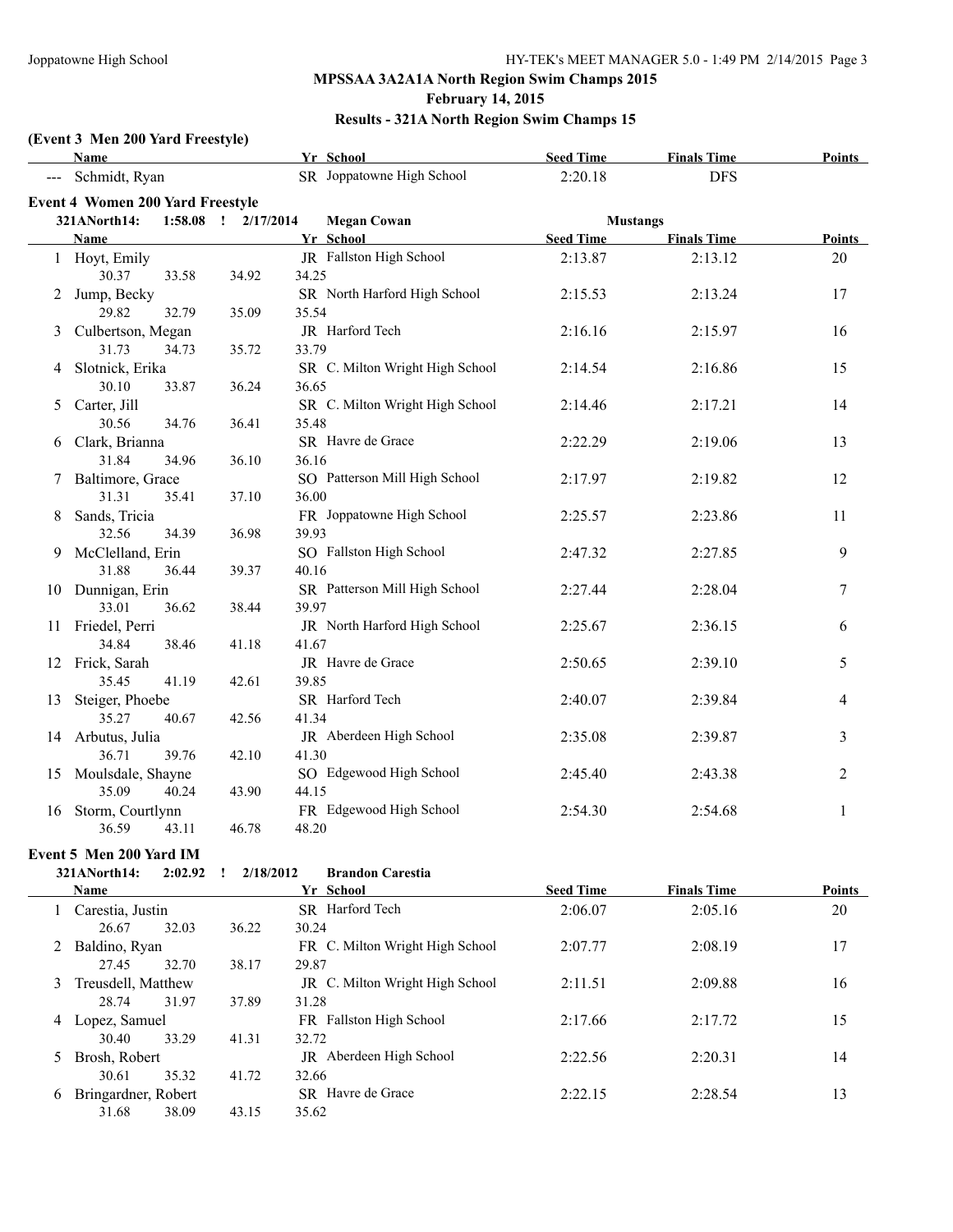# MPSSAA 3A2A1A North Region Swim Champs 2015

**February 14, 2015**

**Results - 321A North Region Swim Champs 15**

### (Event 3 Men 200 Yard Freestyle)

| | Name | Yr | School | Seed Time | Finals Time | Points |
|---|---|---|---|---|---|---|
| --- | Schmidt, Ryan | SR | Joppatowne High School | 2:20.18 | DFS | |

### Event 4 Women 200 Yard Freestyle

321ANorth14: 1:58.08 ! 2/17/2014 Megan Cowan Mustangs

| | Name | Yr | School | Seed Time | Finals Time | Points |
|---|---|---|---|---|---|---|
| 1 | Hoyt, Emily | JR | Fallston High School | 2:13.87 | 2:13.12 | 20 |
| | 30.37 33.58 34.92 34.25 | | | | | |
| 2 | Jump, Becky | SR | North Harford High School | 2:15.53 | 2:13.24 | 17 |
| | 29.82 32.79 35.09 35.54 | | | | | |
| 3 | Culbertson, Megan | JR | Harford Tech | 2:16.16 | 2:15.97 | 16 |
| | 31.73 34.73 35.72 33.79 | | | | | |
| 4 | Slotnick, Erika | SR | C. Milton Wright High School | 2:14.54 | 2:16.86 | 15 |
| | 30.10 33.87 36.24 36.65 | | | | | |
| 5 | Carter, Jill | SR | C. Milton Wright High School | 2:14.46 | 2:17.21 | 14 |
| | 30.56 34.76 36.41 35.48 | | | | | |
| 6 | Clark, Brianna | SR | Havre de Grace | 2:22.29 | 2:19.06 | 13 |
| | 31.84 34.96 36.10 36.16 | | | | | |
| 7 | Baltimore, Grace | SO | Patterson Mill High School | 2:17.97 | 2:19.82 | 12 |
| | 31.31 35.41 37.10 36.00 | | | | | |
| 8 | Sands, Tricia | FR | Joppatowne High School | 2:25.57 | 2:23.86 | 11 |
| | 32.56 34.39 36.98 39.93 | | | | | |
| 9 | McClelland, Erin | SO | Fallston High School | 2:47.32 | 2:27.85 | 9 |
| | 31.88 36.44 39.37 40.16 | | | | | |
| 10 | Dunnigan, Erin | SR | Patterson Mill High School | 2:27.44 | 2:28.04 | 7 |
| | 33.01 36.62 38.44 39.97 | | | | | |
| 11 | Friedel, Perri | JR | North Harford High School | 2:25.67 | 2:36.15 | 6 |
| | 34.84 38.46 41.18 41.67 | | | | | |
| 12 | Frick, Sarah | JR | Havre de Grace | 2:50.65 | 2:39.10 | 5 |
| | 35.45 41.19 42.61 39.85 | | | | | |
| 13 | Steiger, Phoebe | SR | Harford Tech | 2:40.07 | 2:39.84 | 4 |
| | 35.27 40.67 42.56 41.34 | | | | | |
| 14 | Arbutus, Julia | JR | Aberdeen High School | 2:35.08 | 2:39.87 | 3 |
| | 36.71 39.76 42.10 41.30 | | | | | |
| 15 | Moulsdale, Shayne | SO | Edgewood High School | 2:45.40 | 2:43.38 | 2 |
| | 35.09 40.24 43.90 44.15 | | | | | |
| 16 | Storm, Courtlynn | FR | Edgewood High School | 2:54.30 | 2:54.68 | 1 |
| | 36.59 43.11 46.78 48.20 | | | | | |

### Event 5 Men 200 Yard IM

321ANorth14: 2:02.92 ! 2/18/2012 Brandon Carestia

| | Name | Yr | School | Seed Time | Finals Time | Points |
|---|---|---|---|---|---|---|
| 1 | Carestia, Justin | SR | Harford Tech | 2:06.07 | 2:05.16 | 20 |
| | 26.67 32.03 36.22 30.24 | | | | | |
| 2 | Baldino, Ryan | FR | C. Milton Wright High School | 2:07.77 | 2:08.19 | 17 |
| | 27.45 32.70 38.17 29.87 | | | | | |
| 3 | Treusdell, Matthew | JR | C. Milton Wright High School | 2:11.51 | 2:09.88 | 16 |
| | 28.74 31.97 37.89 31.28 | | | | | |
| 4 | Lopez, Samuel | FR | Fallston High School | 2:17.66 | 2:17.72 | 15 |
| | 30.40 33.29 41.31 32.72 | | | | | |
| 5 | Brosh, Robert | JR | Aberdeen High School | 2:22.56 | 2:20.31 | 14 |
| | 30.61 35.32 41.72 32.66 | | | | | |
| 6 | Bringardner, Robert | SR | Havre de Grace | 2:22.15 | 2:28.54 | 13 |
| | 31.68 38.09 43.15 35.62 | | | | | |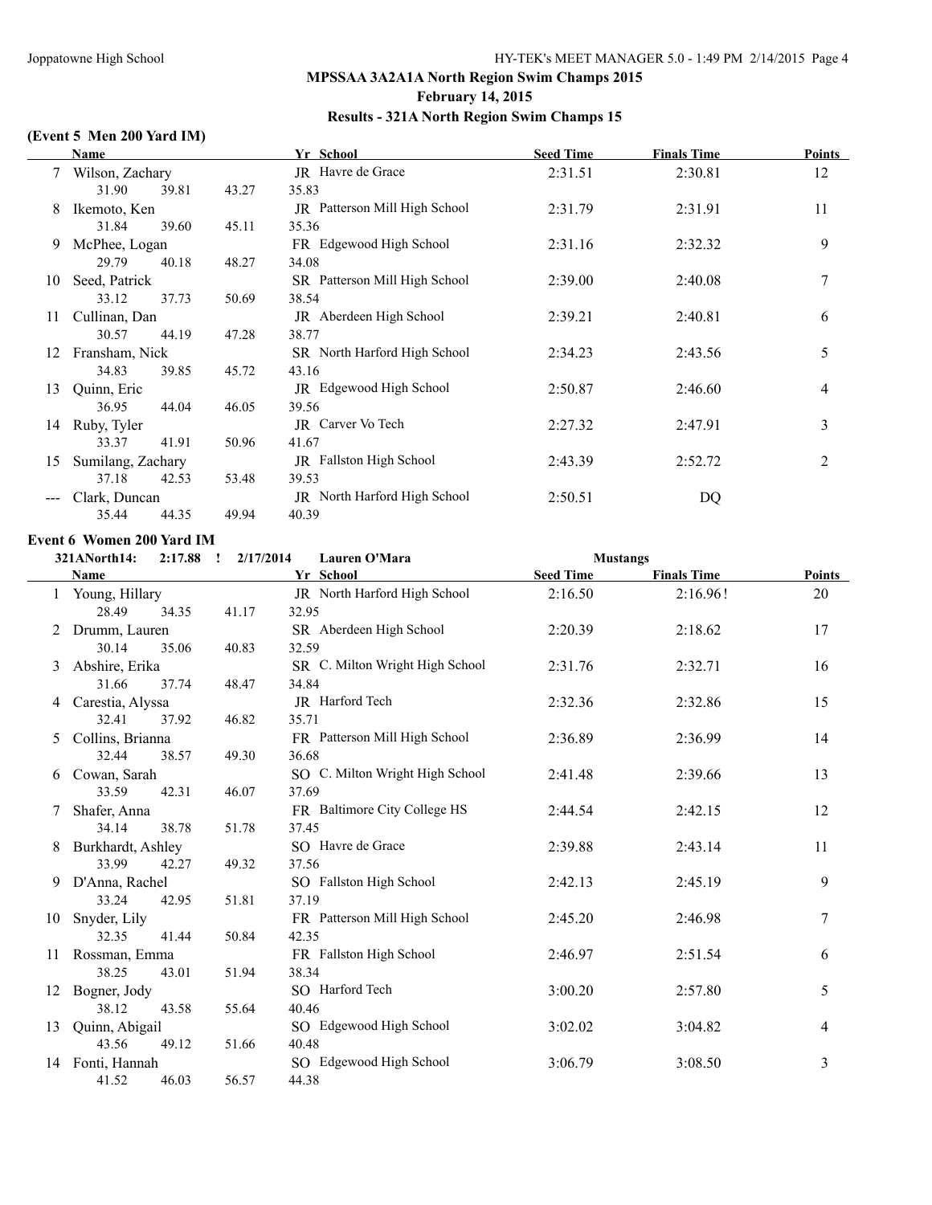## MPSSAA 3A2A1A North Region Swim Champs 2015

**February 14, 2015**

**Results - 321A North Region Swim Champs 15**

### (Event 5 Men 200 Yard IM)

| | Name | Yr | School | Seed Time | Finals Time | Points |
|---|---|---|---|---|---|---|
| 7 | Wilson, Zachary | JR | Havre de Grace | 2:31.51 | 2:30.81 | 12 |
| | 31.90 39.81 43.27 35.83 | | | | | |
| 8 | Ikemoto, Ken | JR | Patterson Mill High School | 2:31.79 | 2:31.91 | 11 |
| | 31.84 39.60 45.11 35.36 | | | | | |
| 9 | McPhee, Logan | FR | Edgewood High School | 2:31.16 | 2:32.32 | 9 |
| | 29.79 40.18 48.27 34.08 | | | | | |
| 10 | Seed, Patrick | SR | Patterson Mill High School | 2:39.00 | 2:40.08 | 7 |
| | 33.12 37.73 50.69 38.54 | | | | | |
| 11 | Cullinan, Dan | JR | Aberdeen High School | 2:39.21 | 2:40.81 | 6 |
| | 30.57 44.19 47.28 38.77 | | | | | |
| 12 | Fransham, Nick | SR | North Harford High School | 2:34.23 | 2:43.56 | 5 |
| | 34.83 39.85 45.72 43.16 | | | | | |
| 13 | Quinn, Eric | JR | Edgewood High School | 2:50.87 | 2:46.60 | 4 |
| | 36.95 44.04 46.05 39.56 | | | | | |
| 14 | Ruby, Tyler | JR | Carver Vo Tech | 2:27.32 | 2:47.91 | 3 |
| | 33.37 41.91 50.96 41.67 | | | | | |
| 15 | Sumilang, Zachary | JR | Fallston High School | 2:43.39 | 2:52.72 | 2 |
| | 37.18 42.53 53.48 39.53 | | | | | |
| --- | Clark, Duncan | JR | North Harford High School | 2:50.51 | DQ | |
| | 35.44 44.35 49.94 40.39 | | | | | |

### Event 6 Women 200 Yard IM

321ANorth14: 2:17.88 ! 2/17/2014 Lauren O'Mara Mustangs

| | Name | Yr | School | Seed Time | Finals Time | Points |
|---|---|---|---|---|---|---|
| 1 | Young, Hillary | JR | North Harford High School | 2:16.50 | 2:16.96! | 20 |
| | 28.49 34.35 41.17 32.95 | | | | | |
| 2 | Drumm, Lauren | SR | Aberdeen High School | 2:20.39 | 2:18.62 | 17 |
| | 30.14 35.06 40.83 32.59 | | | | | |
| 3 | Abshire, Erika | SR | C. Milton Wright High School | 2:31.76 | 2:32.71 | 16 |
| | 31.66 37.74 48.47 34.84 | | | | | |
| 4 | Carestia, Alyssa | JR | Harford Tech | 2:32.36 | 2:32.86 | 15 |
| | 32.41 37.92 46.82 35.71 | | | | | |
| 5 | Collins, Brianna | FR | Patterson Mill High School | 2:36.89 | 2:36.99 | 14 |
| | 32.44 38.57 49.30 36.68 | | | | | |
| 6 | Cowan, Sarah | SO | C. Milton Wright High School | 2:41.48 | 2:39.66 | 13 |
| | 33.59 42.31 46.07 37.69 | | | | | |
| 7 | Shafer, Anna | FR | Baltimore City College HS | 2:44.54 | 2:42.15 | 12 |
| | 34.14 38.78 51.78 37.45 | | | | | |
| 8 | Burkhardt, Ashley | SO | Havre de Grace | 2:39.88 | 2:43.14 | 11 |
| | 33.99 42.27 49.32 37.56 | | | | | |
| 9 | D'Anna, Rachel | SO | Fallston High School | 2:42.13 | 2:45.19 | 9 |
| | 33.24 42.95 51.81 37.19 | | | | | |
| 10 | Snyder, Lily | FR | Patterson Mill High School | 2:45.20 | 2:46.98 | 7 |
| | 32.35 41.44 50.84 42.35 | | | | | |
| 11 | Rossman, Emma | FR | Fallston High School | 2:46.97 | 2:51.54 | 6 |
| | 38.25 43.01 51.94 38.34 | | | | | |
| 12 | Bogner, Jody | SO | Harford Tech | 3:00.20 | 2:57.80 | 5 |
| | 38.12 43.58 55.64 40.46 | | | | | |
| 13 | Quinn, Abigail | SO | Edgewood High School | 3:02.02 | 3:04.82 | 4 |
| | 43.56 49.12 51.66 40.48 | | | | | |
| 14 | Fonti, Hannah | SO | Edgewood High School | 3:06.79 | 3:08.50 | 3 |
| | 41.52 46.03 56.57 44.38 | | | | | |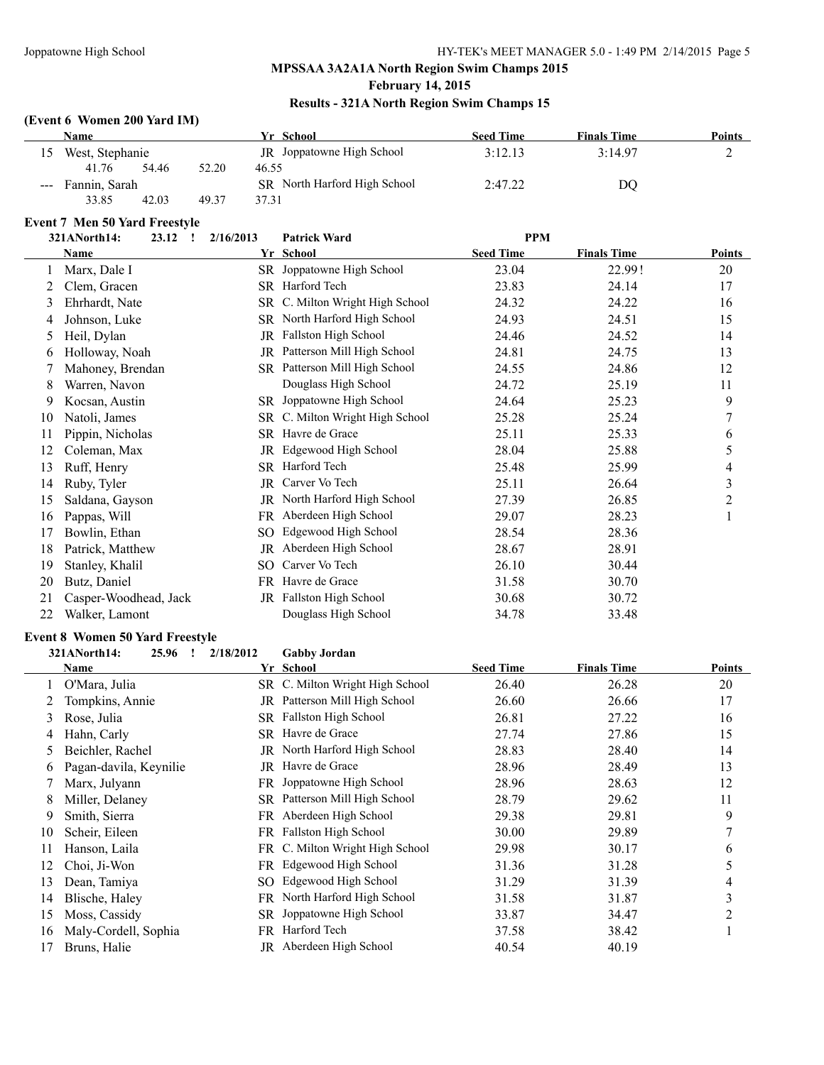## MPSSAA 3A2A1A North Region Swim Champs 2015

**February 14, 2015**

**Results - 321A North Region Swim Champs 15**

### (Event 6 Women 200 Yard IM)

| | Name | Yr | School | Seed Time | Finals Time | Points |
|---|---|---|---|---|---|---|
| 15 | West, Stephanie | JR | Joppatowne High School | 3:12.13 | 3:14.97 | 2 |
| | 41.76 54.46 52.20 46.55 | | | | | |
| --- | Fannin, Sarah | SR | North Harford High School | 2:47.22 | DQ | |
| | 33.85 42.03 49.37 37.31 | | | | | |

### Event 7 Men 50 Yard Freestyle

321ANorth14: 23.12 ! 2/16/2013 Patrick Ward PPM

| | Name | Yr | School | Seed Time | Finals Time | Points |
|---|---|---|---|---|---|---|
| 1 | Marx, Dale I | SR | Joppatowne High School | 23.04 | 22.99! | 20 |
| 2 | Clem, Gracen | SR | Harford Tech | 23.83 | 24.14 | 17 |
| 3 | Ehrhardt, Nate | SR | C. Milton Wright High School | 24.32 | 24.22 | 16 |
| 4 | Johnson, Luke | SR | North Harford High School | 24.93 | 24.51 | 15 |
| 5 | Heil, Dylan | JR | Fallston High School | 24.46 | 24.52 | 14 |
| 6 | Holloway, Noah | JR | Patterson Mill High School | 24.81 | 24.75 | 13 |
| 7 | Mahoney, Brendan | SR | Patterson Mill High School | 24.55 | 24.86 | 12 |
| 8 | Warren, Navon | | Douglass High School | 24.72 | 25.19 | 11 |
| 9 | Kocsan, Austin | SR | Joppatowne High School | 24.64 | 25.23 | 9 |
| 10 | Natoli, James | SR | C. Milton Wright High School | 25.28 | 25.24 | 7 |
| 11 | Pippin, Nicholas | SR | Havre de Grace | 25.11 | 25.33 | 6 |
| 12 | Coleman, Max | JR | Edgewood High School | 28.04 | 25.88 | 5 |
| 13 | Ruff, Henry | SR | Harford Tech | 25.48 | 25.99 | 4 |
| 14 | Ruby, Tyler | JR | Carver Vo Tech | 25.11 | 26.64 | 3 |
| 15 | Saldana, Gayson | JR | North Harford High School | 27.39 | 26.85 | 2 |
| 16 | Pappas, Will | FR | Aberdeen High School | 29.07 | 28.23 | 1 |
| 17 | Bowlin, Ethan | SO | Edgewood High School | 28.54 | 28.36 | |
| 18 | Patrick, Matthew | JR | Aberdeen High School | 28.67 | 28.91 | |
| 19 | Stanley, Khalil | SO | Carver Vo Tech | 26.10 | 30.44 | |
| 20 | Butz, Daniel | FR | Havre de Grace | 31.58 | 30.70 | |
| 21 | Casper-Woodhead, Jack | JR | Fallston High School | 30.68 | 30.72 | |
| 22 | Walker, Lamont | | Douglass High School | 34.78 | 33.48 | |

### Event 8 Women 50 Yard Freestyle

321ANorth14: 25.96 ! 2/18/2012 Gabby Jordan

| | Name | Yr | School | Seed Time | Finals Time | Points |
|---|---|---|---|---|---|---|
| 1 | O'Mara, Julia | SR | C. Milton Wright High School | 26.40 | 26.28 | 20 |
| 2 | Tompkins, Annie | JR | Patterson Mill High School | 26.60 | 26.66 | 17 |
| 3 | Rose, Julia | SR | Fallston High School | 26.81 | 27.22 | 16 |
| 4 | Hahn, Carly | SR | Havre de Grace | 27.74 | 27.86 | 15 |
| 5 | Beichler, Rachel | JR | North Harford High School | 28.83 | 28.40 | 14 |
| 6 | Pagan-davila, Keynilie | JR | Havre de Grace | 28.96 | 28.49 | 13 |
| 7 | Marx, Julyann | FR | Joppatowne High School | 28.96 | 28.63 | 12 |
| 8 | Miller, Delaney | SR | Patterson Mill High School | 28.79 | 29.62 | 11 |
| 9 | Smith, Sierra | FR | Aberdeen High School | 29.38 | 29.81 | 9 |
| 10 | Scheir, Eileen | FR | Fallston High School | 30.00 | 29.89 | 7 |
| 11 | Hanson, Laila | FR | C. Milton Wright High School | 29.98 | 30.17 | 6 |
| 12 | Choi, Ji-Won | FR | Edgewood High School | 31.36 | 31.28 | 5 |
| 13 | Dean, Tamiya | SO | Edgewood High School | 31.29 | 31.39 | 4 |
| 14 | Blische, Haley | FR | North Harford High School | 31.58 | 31.87 | 3 |
| 15 | Moss, Cassidy | SR | Joppatowne High School | 33.87 | 34.47 | 2 |
| 16 | Maly-Cordell, Sophia | FR | Harford Tech | 37.58 | 38.42 | 1 |
| 17 | Bruns, Halie | JR | Aberdeen High School | 40.54 | 40.19 | |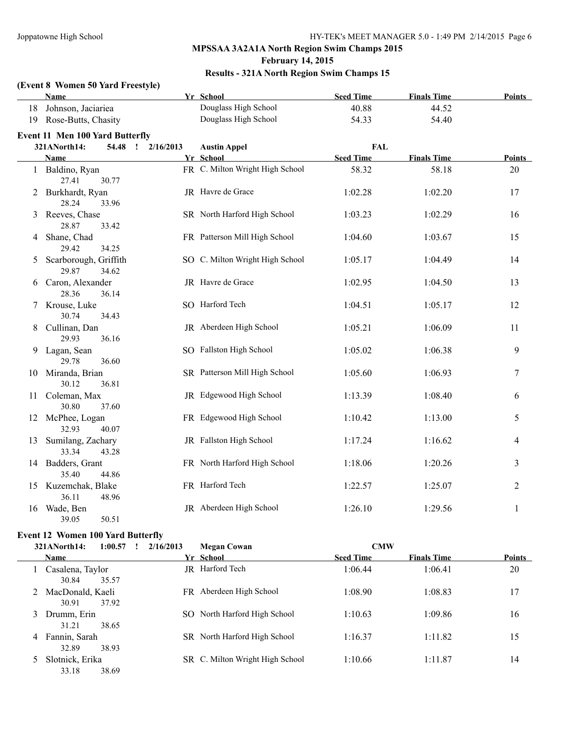## MPSSAA 3A2A1A North Region Swim Champs 2015

**February 14, 2015**

**Results - 321A North Region Swim Champs 15**

**(Event 8 Women 50 Yard Freestyle)**

| | Name | Yr | School | Seed Time | Finals Time | Points |
|---|---|---|---|---|---|---|
| 18 | Johnson, Jaciariea | | Douglass High School | 40.88 | 44.52 | |
| 19 | Rose-Butts, Chasity | | Douglass High School | 54.33 | 54.40 | |

### Event 11 Men 100 Yard Butterfly

321ANorth14: 54.48 ! 2/16/2013 **Austin Appel** FAL

| | Name | Yr | School | Seed Time | Finals Time | Points |
|---|---|---|---|---|---|---|
| 1 | Baldino, Ryan | FR | C. Milton Wright High School | 58.32 | 58.18 | 20 |
| | 27.41 30.77 | | | | | |
| 2 | Burkhardt, Ryan | JR | Havre de Grace | 1:02.28 | 1:02.20 | 17 |
| | 28.24 33.96 | | | | | |
| 3 | Reeves, Chase | SR | North Harford High School | 1:03.23 | 1:02.29 | 16 |
| | 28.87 33.42 | | | | | |
| 4 | Shane, Chad | FR | Patterson Mill High School | 1:04.60 | 1:03.67 | 15 |
| | 29.42 34.25 | | | | | |
| 5 | Scarborough, Griffith | SO | C. Milton Wright High School | 1:05.17 | 1:04.49 | 14 |
| | 29.87 34.62 | | | | | |
| 6 | Caron, Alexander | JR | Havre de Grace | 1:02.95 | 1:04.50 | 13 |
| | 28.36 36.14 | | | | | |
| 7 | Krouse, Luke | SO | Harford Tech | 1:04.51 | 1:05.17 | 12 |
| | 30.74 34.43 | | | | | |
| 8 | Cullinan, Dan | JR | Aberdeen High School | 1:05.21 | 1:06.09 | 11 |
| | 29.93 36.16 | | | | | |
| 9 | Lagan, Sean | SO | Fallston High School | 1:05.02 | 1:06.38 | 9 |
| | 29.78 36.60 | | | | | |
| 10 | Miranda, Brian | SR | Patterson Mill High School | 1:05.60 | 1:06.93 | 7 |
| | 30.12 36.81 | | | | | |
| 11 | Coleman, Max | JR | Edgewood High School | 1:13.39 | 1:08.40 | 6 |
| | 30.80 37.60 | | | | | |
| 12 | McPhee, Logan | FR | Edgewood High School | 1:10.42 | 1:13.00 | 5 |
| | 32.93 40.07 | | | | | |
| 13 | Sumilang, Zachary | JR | Fallston High School | 1:17.24 | 1:16.62 | 4 |
| | 33.34 43.28 | | | | | |
| 14 | Badders, Grant | FR | North Harford High School | 1:18.06 | 1:20.26 | 3 |
| | 35.40 44.86 | | | | | |
| 15 | Kuzemchak, Blake | FR | Harford Tech | 1:22.57 | 1:25.07 | 2 |
| | 36.11 48.96 | | | | | |
| 16 | Wade, Ben | JR | Aberdeen High School | 1:26.10 | 1:29.56 | 1 |
| | 39.05 50.51 | | | | | |

### Event 12 Women 100 Yard Butterfly

321ANorth14: 1:00.57 ! 2/16/2013 **Megan Cowan** CMW

| | Name | Yr | School | Seed Time | Finals Time | Points |
|---|---|---|---|---|---|---|
| 1 | Casalena, Taylor | JR | Harford Tech | 1:06.44 | 1:06.41 | 20 |
| | 30.84 35.57 | | | | | |
| 2 | MacDonald, Kaeli | FR | Aberdeen High School | 1:08.90 | 1:08.83 | 17 |
| | 30.91 37.92 | | | | | |
| 3 | Drumm, Erin | SO | North Harford High School | 1:10.63 | 1:09.86 | 16 |
| | 31.21 38.65 | | | | | |
| 4 | Fannin, Sarah | SR | North Harford High School | 1:16.37 | 1:11.82 | 15 |
| | 32.89 38.93 | | | | | |
| 5 | Slotnick, Erika | SR | C. Milton Wright High School | 1:10.66 | 1:11.87 | 14 |
| | 33.18 38.69 | | | | | |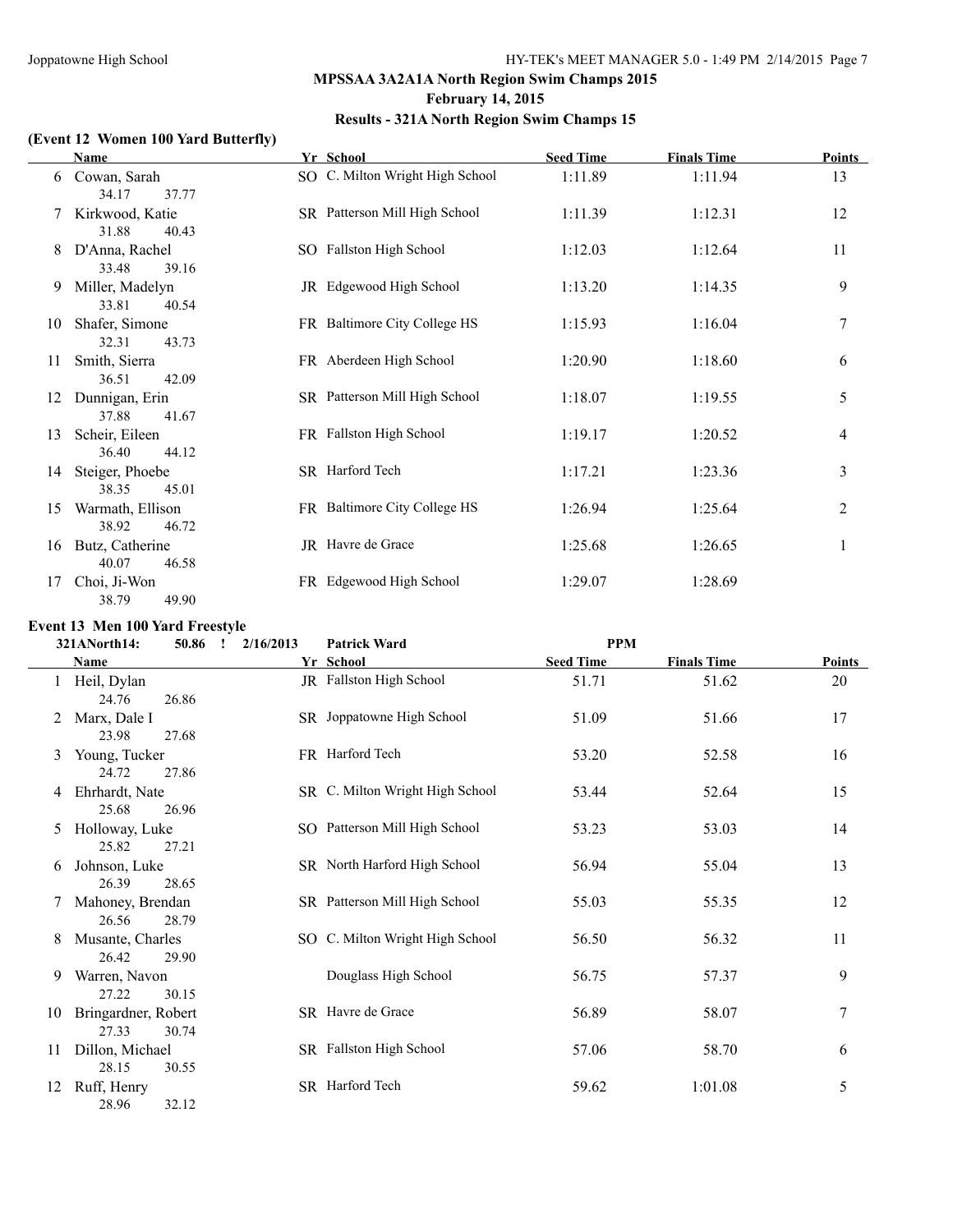## MPSSAA 3A2A1A North Region Swim Champs 2015

### February 14, 2015

### Results - 321A North Region Swim Champs 15

### (Event 12 Women 100 Yard Butterfly)

| | Name | Yr | School | Seed Time | Finals Time | Points |
|---|---|---|---|---|---|---|
| 6 | Cowan, Sarah | SO | C. Milton Wright High School | 1:11.89 | 1:11.94 | 13 |
| | 34.17 37.77 | | | | | |
| 7 | Kirkwood, Katie | SR | Patterson Mill High School | 1:11.39 | 1:12.31 | 12 |
| | 31.88 40.43 | | | | | |
| 8 | D'Anna, Rachel | SO | Fallston High School | 1:12.03 | 1:12.64 | 11 |
| | 33.48 39.16 | | | | | |
| 9 | Miller, Madelyn | JR | Edgewood High School | 1:13.20 | 1:14.35 | 9 |
| | 33.81 40.54 | | | | | |
| 10 | Shafer, Simone | FR | Baltimore City College HS | 1:15.93 | 1:16.04 | 7 |
| | 32.31 43.73 | | | | | |
| 11 | Smith, Sierra | FR | Aberdeen High School | 1:20.90 | 1:18.60 | 6 |
| | 36.51 42.09 | | | | | |
| 12 | Dunnigan, Erin | SR | Patterson Mill High School | 1:18.07 | 1:19.55 | 5 |
| | 37.88 41.67 | | | | | |
| 13 | Scheir, Eileen | FR | Fallston High School | 1:19.17 | 1:20.52 | 4 |
| | 36.40 44.12 | | | | | |
| 14 | Steiger, Phoebe | SR | Harford Tech | 1:17.21 | 1:23.36 | 3 |
| | 38.35 45.01 | | | | | |
| 15 | Warmath, Ellison | FR | Baltimore City College HS | 1:26.94 | 1:25.64 | 2 |
| | 38.92 46.72 | | | | | |
| 16 | Butz, Catherine | JR | Havre de Grace | 1:25.68 | 1:26.65 | 1 |
| | 40.07 46.58 | | | | | |
| 17 | Choi, Ji-Won | FR | Edgewood High School | 1:29.07 | 1:28.69 | |
| | 38.79 49.90 | | | | | |

### Event 13 Men 100 Yard Freestyle

321ANorth14: 50.86 ! 2/16/2013 Patrick Ward PPM

| | Name | Yr | School | Seed Time | Finals Time | Points |
|---|---|---|---|---|---|---|
| 1 | Heil, Dylan | JR | Fallston High School | 51.71 | 51.62 | 20 |
| | 24.76 26.86 | | | | | |
| 2 | Marx, Dale I | SR | Joppatowne High School | 51.09 | 51.66 | 17 |
| | 23.98 27.68 | | | | | |
| 3 | Young, Tucker | FR | Harford Tech | 53.20 | 52.58 | 16 |
| | 24.72 27.86 | | | | | |
| 4 | Ehrhardt, Nate | SR | C. Milton Wright High School | 53.44 | 52.64 | 15 |
| | 25.68 26.96 | | | | | |
| 5 | Holloway, Luke | SO | Patterson Mill High School | 53.23 | 53.03 | 14 |
| | 25.82 27.21 | | | | | |
| 6 | Johnson, Luke | SR | North Harford High School | 56.94 | 55.04 | 13 |
| | 26.39 28.65 | | | | | |
| 7 | Mahoney, Brendan | SR | Patterson Mill High School | 55.03 | 55.35 | 12 |
| | 26.56 28.79 | | | | | |
| 8 | Musante, Charles | SO | C. Milton Wright High School | 56.50 | 56.32 | 11 |
| | 26.42 29.90 | | | | | |
| 9 | Warren, Navon | | Douglass High School | 56.75 | 57.37 | 9 |
| | 27.22 30.15 | | | | | |
| 10 | Bringardner, Robert | SR | Havre de Grace | 56.89 | 58.07 | 7 |
| | 27.33 30.74 | | | | | |
| 11 | Dillon, Michael | SR | Fallston High School | 57.06 | 58.70 | 6 |
| | 28.15 30.55 | | | | | |
| 12 | Ruff, Henry | SR | Harford Tech | 59.62 | 1:01.08 | 5 |
| | 28.96 32.12 | | | | | |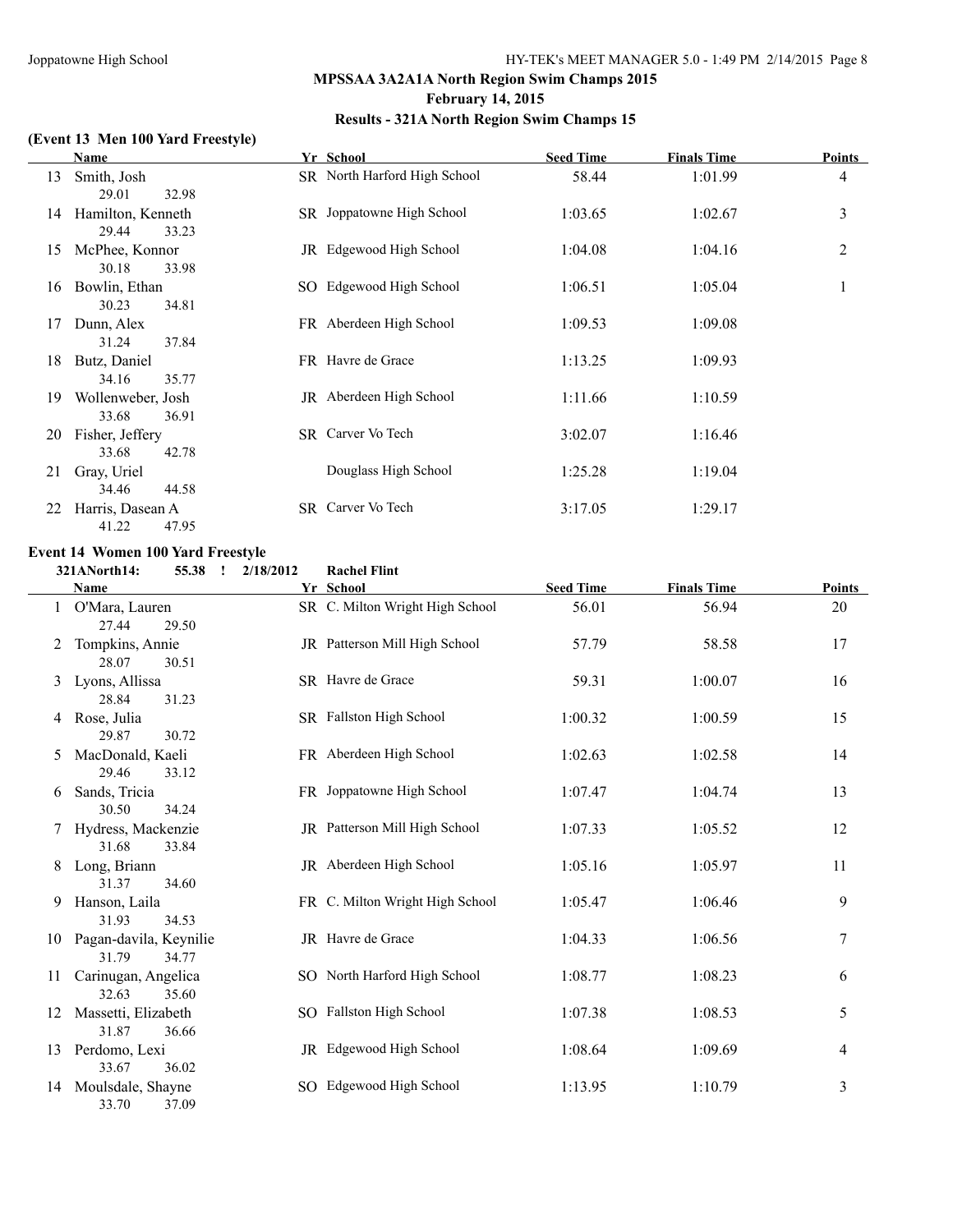## MPSSAA 3A2A1A North Region Swim Champs 2015

### February 14, 2015

### Results - 321A North Region Swim Champs 15

#### (Event 13 Men 100 Yard Freestyle)

| | Name | Yr | School | Seed Time | Finals Time | Points |
|---|---|---|---|---|---|---|
| 13 | Smith, Josh | SR | North Harford High School | 58.44 | 1:01.99 | 4 |
| | 29.01 32.98 | | | | | |
| 14 | Hamilton, Kenneth | SR | Joppatowne High School | 1:03.65 | 1:02.67 | 3 |
| | 29.44 33.23 | | | | | |
| 15 | McPhee, Konnor | JR | Edgewood High School | 1:04.08 | 1:04.16 | 2 |
| | 30.18 33.98 | | | | | |
| 16 | Bowlin, Ethan | SO | Edgewood High School | 1:06.51 | 1:05.04 | 1 |
| | 30.23 34.81 | | | | | |
| 17 | Dunn, Alex | FR | Aberdeen High School | 1:09.53 | 1:09.08 | |
| | 31.24 37.84 | | | | | |
| 18 | Butz, Daniel | FR | Havre de Grace | 1:13.25 | 1:09.93 | |
| | 34.16 35.77 | | | | | |
| 19 | Wollenweber, Josh | JR | Aberdeen High School | 1:11.66 | 1:10.59 | |
| | 33.68 36.91 | | | | | |
| 20 | Fisher, Jeffery | SR | Carver Vo Tech | 3:02.07 | 1:16.46 | |
| | 33.68 42.78 | | | | | |
| 21 | Gray, Uriel | | Douglass High School | 1:25.28 | 1:19.04 | |
| | 34.46 44.58 | | | | | |
| 22 | Harris, Dasean A | SR | Carver Vo Tech | 3:17.05 | 1:29.17 | |
| | 41.22 47.95 | | | | | |

#### Event 14 Women 100 Yard Freestyle

321ANorth14: 55.38 ! 2/18/2012 Rachel Flint

| | Name | Yr | School | Seed Time | Finals Time | Points |
|---|---|---|---|---|---|---|
| 1 | O'Mara, Lauren | SR | C. Milton Wright High School | 56.01 | 56.94 | 20 |
| | 27.44 29.50 | | | | | |
| 2 | Tompkins, Annie | JR | Patterson Mill High School | 57.79 | 58.58 | 17 |
| | 28.07 30.51 | | | | | |
| 3 | Lyons, Allissa | SR | Havre de Grace | 59.31 | 1:00.07 | 16 |
| | 28.84 31.23 | | | | | |
| 4 | Rose, Julia | SR | Fallston High School | 1:00.32 | 1:00.59 | 15 |
| | 29.87 30.72 | | | | | |
| 5 | MacDonald, Kaeli | FR | Aberdeen High School | 1:02.63 | 1:02.58 | 14 |
| | 29.46 33.12 | | | | | |
| 6 | Sands, Tricia | FR | Joppatowne High School | 1:07.47 | 1:04.74 | 13 |
| | 30.50 34.24 | | | | | |
| 7 | Hydress, Mackenzie | JR | Patterson Mill High School | 1:07.33 | 1:05.52 | 12 |
| | 31.68 33.84 | | | | | |
| 8 | Long, Briann | JR | Aberdeen High School | 1:05.16 | 1:05.97 | 11 |
| | 31.37 34.60 | | | | | |
| 9 | Hanson, Laila | FR | C. Milton Wright High School | 1:05.47 | 1:06.46 | 9 |
| | 31.93 34.53 | | | | | |
| 10 | Pagan-davila, Keynilie | JR | Havre de Grace | 1:04.33 | 1:06.56 | 7 |
| | 31.79 34.77 | | | | | |
| 11 | Carinugan, Angelica | SO | North Harford High School | 1:08.77 | 1:08.23 | 6 |
| | 32.63 35.60 | | | | | |
| 12 | Massetti, Elizabeth | SO | Fallston High School | 1:07.38 | 1:08.53 | 5 |
| | 31.87 36.66 | | | | | |
| 13 | Perdomo, Lexi | JR | Edgewood High School | 1:08.64 | 1:09.69 | 4 |
| | 33.67 36.02 | | | | | |
| 14 | Moulsdale, Shayne | SO | Edgewood High School | 1:13.95 | 1:10.79 | 3 |
| | 33.70 37.09 | | | | | |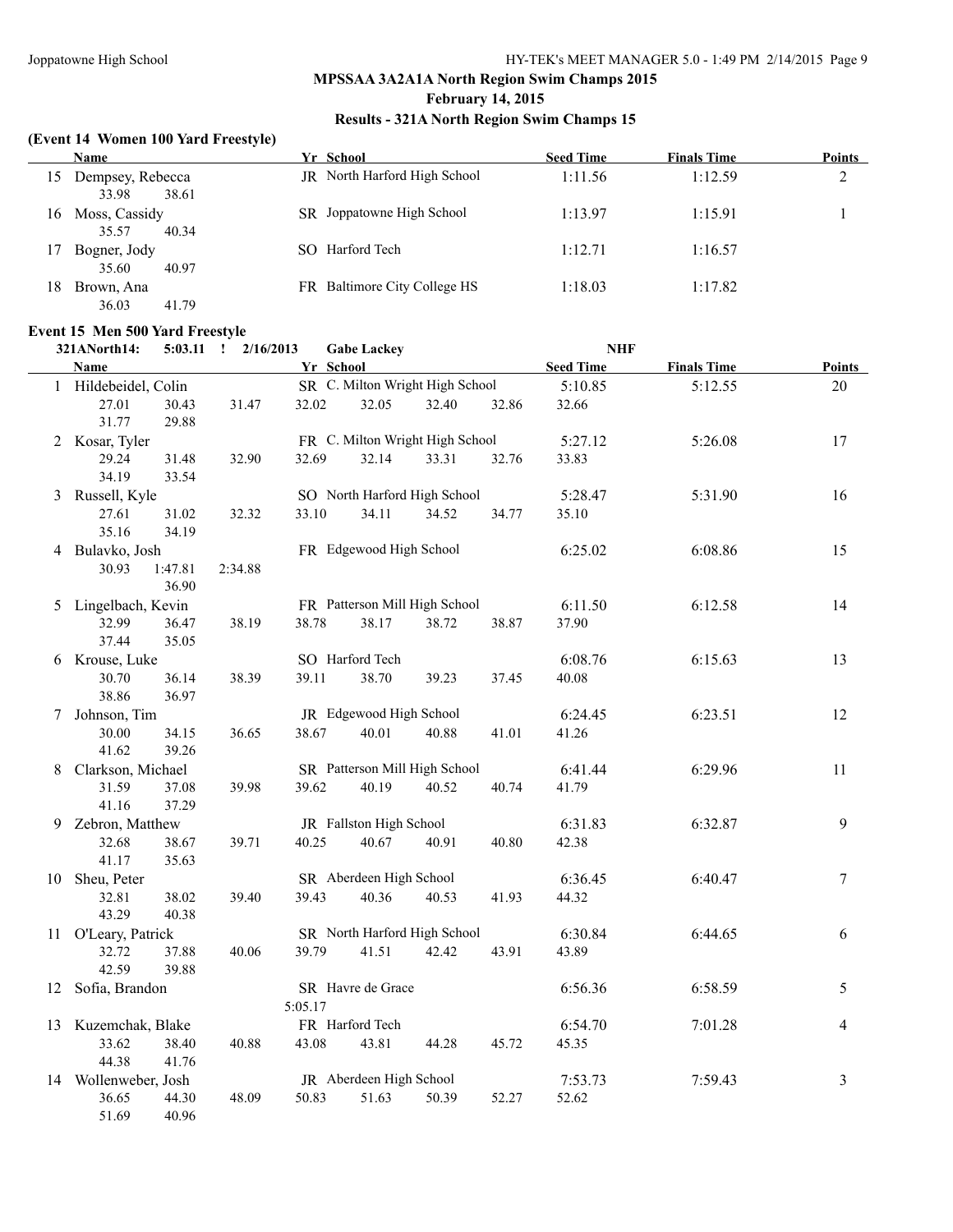## MPSSAA 3A2A1A North Region Swim Champs 2015

### February 14, 2015

### Results - 321A North Region Swim Champs 15

**(Event 14 Women 100 Yard Freestyle)**

| | Name | Yr | School | Seed Time | Finals Time | Points |
|---|---|---|---|---|---|---|
| 15 | Dempsey, Rebecca | JR | North Harford High School | 1:11.56 | 1:12.59 | 2 |
| | 33.98 38.61 | | | | | |
| 16 | Moss, Cassidy | SR | Joppatowne High School | 1:13.97 | 1:15.91 | 1 |
| | 35.57 40.34 | | | | | |
| 17 | Bogner, Jody | SO | Harford Tech | 1:12.71 | 1:16.57 | |
| | 35.60 40.97 | | | | | |
| 18 | Brown, Ana | FR | Baltimore City College HS | 1:18.03 | 1:17.82 | |
| | 36.03 41.79 | | | | | |

**Event 15 Men 500 Yard Freestyle**

321ANorth14: 5:03.11 ! 2/16/2013 Gabe Lackey NHF

| | Name | Yr | School | Seed Time | Finals Time | Points |
|---|---|---|---|---|---|---|
| 1 | Hildebeidel, Colin | SR | C. Milton Wright High School | 5:10.85 | 5:12.55 | 20 |
| | 27.01 30.43 31.47 32.02 32.05 32.40 32.86 32.66 31.77 29.88 | | | | | |
| 2 | Kosar, Tyler | FR | C. Milton Wright High School | 5:27.12 | 5:26.08 | 17 |
| | 29.24 31.48 32.90 32.69 32.14 33.31 32.76 33.83 34.19 33.54 | | | | | |
| 3 | Russell, Kyle | SO | North Harford High School | 5:28.47 | 5:31.90 | 16 |
| | 27.61 31.02 32.32 33.10 34.11 34.52 34.77 35.10 35.16 34.19 | | | | | |
| 4 | Bulavko, Josh | FR | Edgewood High School | 6:25.02 | 6:08.86 | 15 |
| | 30.93 1:47.81 2:34.88 36.90 | | | | | |
| 5 | Lingelbach, Kevin | FR | Patterson Mill High School | 6:11.50 | 6:12.58 | 14 |
| | 32.99 36.47 38.19 38.78 38.17 38.72 38.87 37.90 37.44 35.05 | | | | | |
| 6 | Krouse, Luke | SO | Harford Tech | 6:08.76 | 6:15.63 | 13 |
| | 30.70 36.14 38.39 39.11 38.70 39.23 37.45 40.08 38.86 36.97 | | | | | |
| 7 | Johnson, Tim | JR | Edgewood High School | 6:24.45 | 6:23.51 | 12 |
| | 30.00 34.15 36.65 38.67 40.01 40.88 41.01 41.26 41.62 39.26 | | | | | |
| 8 | Clarkson, Michael | SR | Patterson Mill High School | 6:41.44 | 6:29.96 | 11 |
| | 31.59 37.08 39.98 39.62 40.19 40.52 40.74 41.79 41.16 37.29 | | | | | |
| 9 | Zebron, Matthew | JR | Fallston High School | 6:31.83 | 6:32.87 | 9 |
| | 32.68 38.67 39.71 40.25 40.67 40.91 40.80 42.38 41.17 35.63 | | | | | |
| 10 | Sheu, Peter | SR | Aberdeen High School | 6:36.45 | 6:40.47 | 7 |
| | 32.81 38.02 39.40 39.43 40.36 40.53 41.93 44.32 43.29 40.38 | | | | | |
| 11 | O'Leary, Patrick | SR | North Harford High School | 6:30.84 | 6:44.65 | 6 |
| | 32.72 37.88 40.06 39.79 41.51 42.42 43.91 43.89 42.59 39.88 | | | | | |
| 12 | Sofia, Brandon | SR | Havre de Grace | 6:56.36 | 6:58.59 | 5 |
| | 5:05.17 | | | | | |
| 13 | Kuzemchak, Blake | FR | Harford Tech | 6:54.70 | 7:01.28 | 4 |
| | 33.62 38.40 40.88 43.08 43.81 44.28 45.72 45.35 44.38 41.76 | | | | | |
| 14 | Wollenweber, Josh | JR | Aberdeen High School | 7:53.73 | 7:59.43 | 3 |
| | 36.65 44.30 48.09 50.83 51.63 50.39 52.27 52.62 51.69 40.96 | | | | | |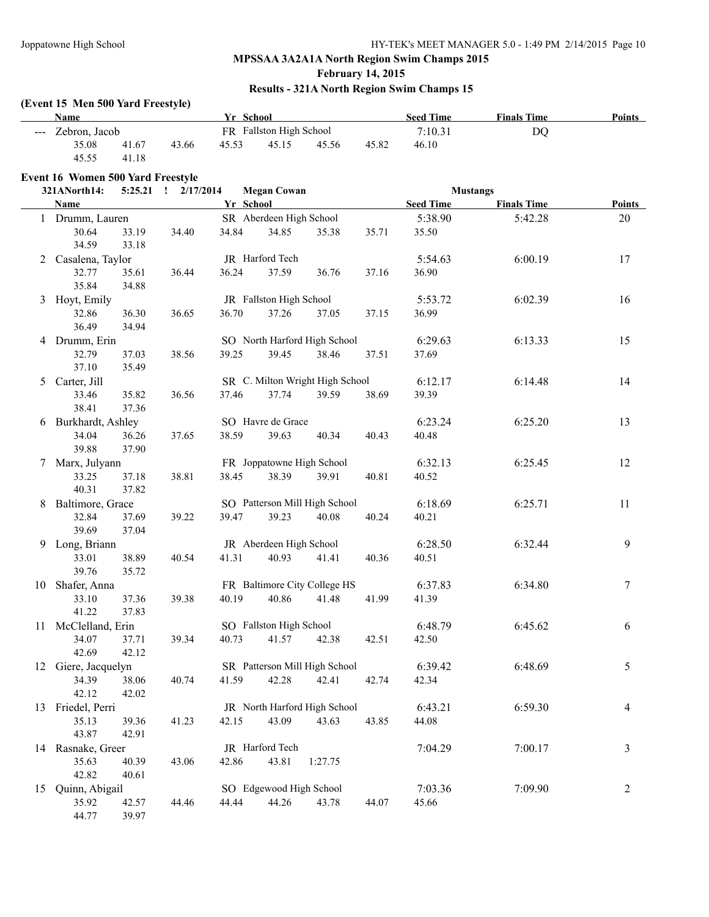## MPSSAA 3A2A1A North Region Swim Champs 2015

**February 14, 2015**

**Results - 321A North Region Swim Champs 15**

### (Event 15 Men 500 Yard Freestyle)

| Name | Yr | School | Seed Time | Finals Time | Points |
|---|---|---|---|---|---|
| --- Zebron, Jacob | FR | Fallston High School | 7:10.31 | DQ | |

35.08 41.67 43.66 45.53 45.15 45.56 45.82 46.10
45.55 41.18

### Event 16 Women 500 Yard Freestyle

321ANorth14: 5:25.21 ! 2/17/2014 Megan Cowan Mustangs

| Name | Yr | School | Seed Time | Finals Time | Points |
|---|---|---|---|---|---|
| 1 Drumm, Lauren | SR | Aberdeen High School | 5:38.90 | 5:42.28 | 20 |
| 30.64 33.19 34.40 34.84 34.85 35.38 35.71 35.50 34.59 33.18 | | | | | |
| 2 Casalena, Taylor | JR | Harford Tech | 5:54.63 | 6:00.19 | 17 |
| 32.77 35.61 36.44 36.24 37.59 36.76 37.16 36.90 35.84 34.88 | | | | | |
| 3 Hoyt, Emily | JR | Fallston High School | 5:53.72 | 6:02.39 | 16 |
| 32.86 36.30 36.65 36.70 37.26 37.05 37.15 36.99 36.49 34.94 | | | | | |
| 4 Drumm, Erin | SO | North Harford High School | 6:29.63 | 6:13.33 | 15 |
| 32.79 37.03 38.56 39.25 39.45 38.46 37.51 37.69 37.10 35.49 | | | | | |
| 5 Carter, Jill | SR | C. Milton Wright High School | 6:12.17 | 6:14.48 | 14 |
| 33.46 35.82 36.56 37.46 37.74 39.59 38.69 39.39 38.41 37.36 | | | | | |
| 6 Burkhardt, Ashley | SO | Havre de Grace | 6:23.24 | 6:25.20 | 13 |
| 34.04 36.26 37.65 38.59 39.63 40.34 40.43 40.48 39.88 37.90 | | | | | |
| 7 Marx, Julyann | FR | Joppatowne High School | 6:32.13 | 6:25.45 | 12 |
| 33.25 37.18 38.81 38.45 38.39 39.91 40.81 40.52 40.31 37.82 | | | | | |
| 8 Baltimore, Grace | SO | Patterson Mill High School | 6:18.69 | 6:25.71 | 11 |
| 32.84 37.69 39.22 39.47 39.23 40.08 40.24 40.21 39.69 37.04 | | | | | |
| 9 Long, Briann | JR | Aberdeen High School | 6:28.50 | 6:32.44 | 9 |
| 33.01 38.89 40.54 41.31 40.93 41.41 40.36 40.51 39.76 35.72 | | | | | |
| 10 Shafer, Anna | FR | Baltimore City College HS | 6:37.83 | 6:34.80 | 7 |
| 33.10 37.36 39.38 40.19 40.86 41.48 41.99 41.39 41.22 37.83 | | | | | |
| 11 McClelland, Erin | SO | Fallston High School | 6:48.79 | 6:45.62 | 6 |
| 34.07 37.71 39.34 40.73 41.57 42.38 42.51 42.50 42.69 42.12 | | | | | |
| 12 Giere, Jacquelyn | SR | Patterson Mill High School | 6:39.42 | 6:48.69 | 5 |
| 34.39 38.06 40.74 41.59 42.28 42.41 42.74 42.34 42.12 42.02 | | | | | |
| 13 Friedel, Perri | JR | North Harford High School | 6:43.21 | 6:59.30 | 4 |
| 35.13 39.36 41.23 42.15 43.09 43.63 43.85 44.08 43.87 42.91 | | | | | |
| 14 Rasnake, Greer | JR | Harford Tech | 7:04.29 | 7:00.17 | 3 |
| 35.63 40.39 43.06 42.86 43.81 1:27.75 42.82 40.61 | | | | | |
| 15 Quinn, Abigail | SO | Edgewood High School | 7:03.36 | 7:09.90 | 2 |
| 35.92 42.57 44.46 44.44 44.26 43.78 44.07 45.66 44.77 39.97 | | | | | |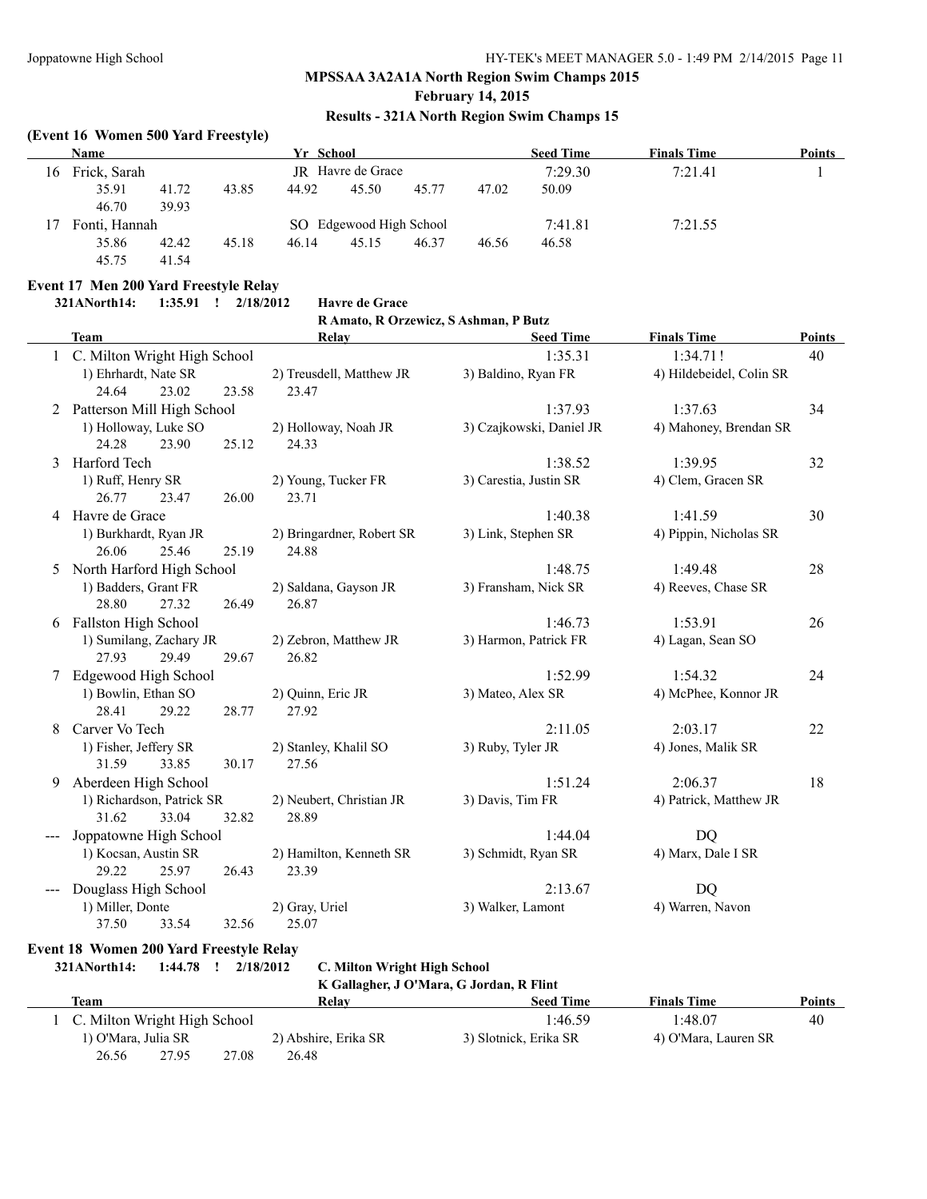## MPSSAA 3A2A1A North Region Swim Champs 2015

**February 14, 2015**

**Results - 321A North Region Swim Champs 15**

### (Event 16 Women 500 Yard Freestyle)

| | Name | Yr | School | Seed Time | Finals Time | Points |
|---|---|---|---|---|---|---|
| 16 | Frick, Sarah | JR | Havre de Grace | 7:29.30 | 7:21.41 | 1 |
| | 35.91 41.72 43.85 44.92 45.50 45.77 47.02 50.09 46.70 39.93 | | | | | |
| 17 | Fonti, Hannah | SO | Edgewood High School | 7:41.81 | 7:21.55 | |
| | 35.86 42.42 45.18 46.14 45.15 46.37 46.56 46.58 45.75 41.54 | | | | | |

### Event 17 Men 200 Yard Freestyle Relay

**321ANorth14: 1:35.91 ! 2/18/2012 Havre de Grace**
R Amato, R Orzewicz, S Ashman, P Butz

| | Team | Relay | Seed Time | Finals Time | Points |
|---|---|---|---|---|---|
| 1 | C. Milton Wright High School | | 1:35.31 | 1:34.71 ! | 40 |
| | 1) Ehrhardt, Nate SR | 2) Treusdell, Matthew JR | 3) Baldino, Ryan FR | 4) Hildebeidel, Colin SR | |
| | 24.64 23.02 23.58 23.47 | | | | |
| 2 | Patterson Mill High School | | 1:37.93 | 1:37.63 | 34 |
| | 1) Holloway, Luke SO | 2) Holloway, Noah JR | 3) Czajkowski, Daniel JR | 4) Mahoney, Brendan SR | |
| | 24.28 23.90 25.12 24.33 | | | | |
| 3 | Harford Tech | | 1:38.52 | 1:39.95 | 32 |
| | 1) Ruff, Henry SR | 2) Young, Tucker FR | 3) Carestia, Justin SR | 4) Clem, Gracen SR | |
| | 26.77 23.47 26.00 23.71 | | | | |
| 4 | Havre de Grace | | 1:40.38 | 1:41.59 | 30 |
| | 1) Burkhardt, Ryan JR | 2) Bringardner, Robert SR | 3) Link, Stephen SR | 4) Pippin, Nicholas SR | |
| | 26.06 25.46 25.19 24.88 | | | | |
| 5 | North Harford High School | | 1:48.75 | 1:49.48 | 28 |
| | 1) Badders, Grant FR | 2) Saldana, Gayson JR | 3) Fransham, Nick SR | 4) Reeves, Chase SR | |
| | 28.80 27.32 26.49 26.87 | | | | |
| 6 | Fallston High School | | 1:46.73 | 1:53.91 | 26 |
| | 1) Sumilang, Zachary JR | 2) Zebron, Matthew JR | 3) Harmon, Patrick FR | 4) Lagan, Sean SO | |
| | 27.93 29.49 29.67 26.82 | | | | |
| 7 | Edgewood High School | | 1:52.99 | 1:54.32 | 24 |
| | 1) Bowlin, Ethan SO | 2) Quinn, Eric JR | 3) Mateo, Alex SR | 4) McPhee, Konnor JR | |
| | 28.41 29.22 28.77 27.92 | | | | |
| 8 | Carver Vo Tech | | 2:11.05 | 2:03.17 | 22 |
| | 1) Fisher, Jeffery SR | 2) Stanley, Khalil SO | 3) Ruby, Tyler JR | 4) Jones, Malik SR | |
| | 31.59 33.85 30.17 27.56 | | | | |
| 9 | Aberdeen High School | | 1:51.24 | 2:06.37 | 18 |
| | 1) Richardson, Patrick SR | 2) Neubert, Christian JR | 3) Davis, Tim FR | 4) Patrick, Matthew JR | |
| | 31.62 33.04 32.82 28.89 | | | | |
| --- | Joppatowne High School | | 1:44.04 | DQ | |
| | 1) Kocsan, Austin SR | 2) Hamilton, Kenneth SR | 3) Schmidt, Ryan SR | 4) Marx, Dale I SR | |
| | 29.22 25.97 26.43 23.39 | | | | |
| --- | Douglass High School | | 2:13.67 | DQ | |
| | 1) Miller, Donte | 2) Gray, Uriel | 3) Walker, Lamont | 4) Warren, Navon | |
| | 37.50 33.54 32.56 25.07 | | | | |

### Event 18 Women 200 Yard Freestyle Relay

**321ANorth14: 1:44.78 ! 2/18/2012 C. Milton Wright High School**
K Gallagher, J O'Mara, G Jordan, R Flint

| | Team | Relay | Seed Time | Finals Time | Points |
|---|---|---|---|---|---|
| 1 | C. Milton Wright High School | | 1:46.59 | 1:48.07 | 40 |
| | 1) O'Mara, Julia SR | 2) Abshire, Erika SR | 3) Slotnick, Erika SR | 4) O'Mara, Lauren SR | |
| | 26.56 27.95 27.08 26.48 | | | | |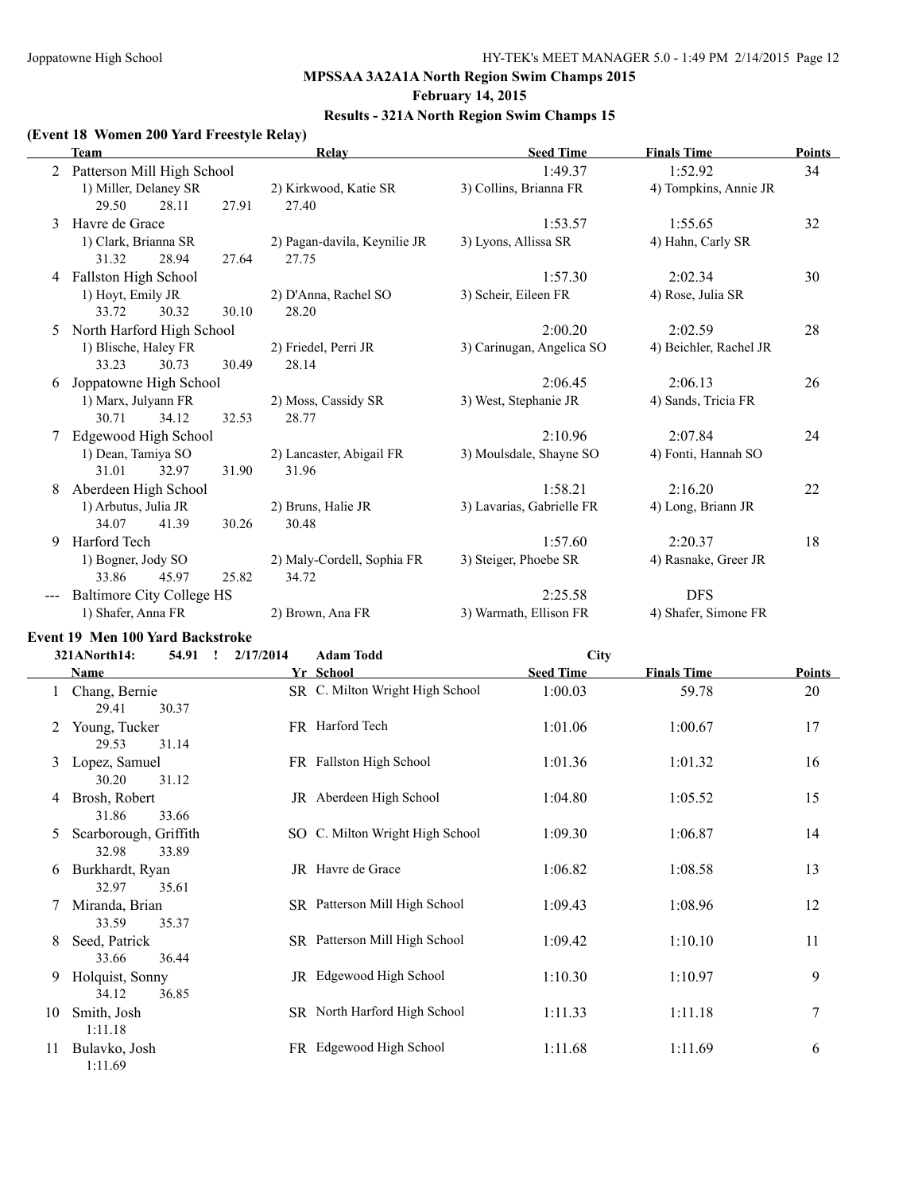MPSSAA 3A2A1A North Region Swim Champs 2015

February 14, 2015

Results - 321A North Region Swim Champs 15

### (Event 18 Women 200 Yard Freestyle Relay)

| | Team | Relay | | Seed Time | Finals Time | Points |
|---|---|---|---|---|---|---|
| 2 | Patterson Mill High School | | | 1:49.37 | 1:52.92 | 34 |
| | 1) Miller, Delaney SR | 2) Kirkwood, Katie SR | 3) Collins, Brianna FR | 4) Tompkins, Annie JR | | |
| | 29.50 28.11 27.91 27.40 | | | | | |
| 3 | Havre de Grace | | | 1:53.57 | 1:55.65 | 32 |
| | 1) Clark, Brianna SR | 2) Pagan-davila, Keynilie JR | 3) Lyons, Allissa SR | 4) Hahn, Carly SR | | |
| | 31.32 28.94 27.64 27.75 | | | | | |
| 4 | Fallston High School | | | 1:57.30 | 2:02.34 | 30 |
| | 1) Hoyt, Emily JR | 2) D'Anna, Rachel SO | 3) Scheir, Eileen FR | 4) Rose, Julia SR | | |
| | 33.72 30.32 30.10 28.20 | | | | | |
| 5 | North Harford High School | | | 2:00.20 | 2:02.59 | 28 |
| | 1) Blische, Haley FR | 2) Friedel, Perri JR | 3) Carinugan, Angelica SO | 4) Beichler, Rachel JR | | |
| | 33.23 30.73 30.49 28.14 | | | | | |
| 6 | Joppatowne High School | | | 2:06.45 | 2:06.13 | 26 |
| | 1) Marx, Julyann FR | 2) Moss, Cassidy SR | 3) West, Stephanie JR | 4) Sands, Tricia FR | | |
| | 30.71 34.12 32.53 28.77 | | | | | |
| 7 | Edgewood High School | | | 2:10.96 | 2:07.84 | 24 |
| | 1) Dean, Tamiya SO | 2) Lancaster, Abigail FR | 3) Moulsdale, Shayne SO | 4) Fonti, Hannah SO | | |
| | 31.01 32.97 31.90 31.96 | | | | | |
| 8 | Aberdeen High School | | | 1:58.21 | 2:16.20 | 22 |
| | 1) Arbutus, Julia JR | 2) Bruns, Halie JR | 3) Lavarias, Gabrielle FR | 4) Long, Briann JR | | |
| | 34.07 41.39 30.26 30.48 | | | | | |
| 9 | Harford Tech | | | 1:57.60 | 2:20.37 | 18 |
| | 1) Bogner, Jody SO | 2) Maly-Cordell, Sophia FR | 3) Steiger, Phoebe SR | 4) Rasnake, Greer JR | | |
| | 33.86 45.97 25.82 34.72 | | | | | |
| --- | Baltimore City College HS | | | 2:25.58 | DFS | |
| | 1) Shafer, Anna FR | 2) Brown, Ana FR | 3) Warmath, Ellison FR | 4) Shafer, Simone FR | | |

### Event 19 Men 100 Yard Backstroke

321ANorth14: 54.91 ! 2/17/2014 Adam Todd City

| | Name | Yr | School | Seed Time | Finals Time | Points |
|---|---|---|---|---|---|---|
| 1 | Chang, Bernie | SR | C. Milton Wright High School | 1:00.03 | 59.78 | 20 |
| | 29.41 30.37 | | | | | |
| 2 | Young, Tucker | FR | Harford Tech | 1:01.06 | 1:00.67 | 17 |
| | 29.53 31.14 | | | | | |
| 3 | Lopez, Samuel | FR | Fallston High School | 1:01.36 | 1:01.32 | 16 |
| | 30.20 31.12 | | | | | |
| 4 | Brosh, Robert | JR | Aberdeen High School | 1:04.80 | 1:05.52 | 15 |
| | 31.86 33.66 | | | | | |
| 5 | Scarborough, Griffith | SO | C. Milton Wright High School | 1:09.30 | 1:06.87 | 14 |
| | 32.98 33.89 | | | | | |
| 6 | Burkhardt, Ryan | JR | Havre de Grace | 1:06.82 | 1:08.58 | 13 |
| | 32.97 35.61 | | | | | |
| 7 | Miranda, Brian | SR | Patterson Mill High School | 1:09.43 | 1:08.96 | 12 |
| | 33.59 35.37 | | | | | |
| 8 | Seed, Patrick | SR | Patterson Mill High School | 1:09.42 | 1:10.10 | 11 |
| | 33.66 36.44 | | | | | |
| 9 | Holquist, Sonny | JR | Edgewood High School | 1:10.30 | 1:10.97 | 9 |
| | 34.12 36.85 | | | | | |
| 10 | Smith, Josh | SR | North Harford High School | 1:11.33 | 1:11.18 | 7 |
| | 1:11.18 | | | | | |
| 11 | Bulavko, Josh | FR | Edgewood High School | 1:11.68 | 1:11.69 | 6 |
| | 1:11.69 | | | | | |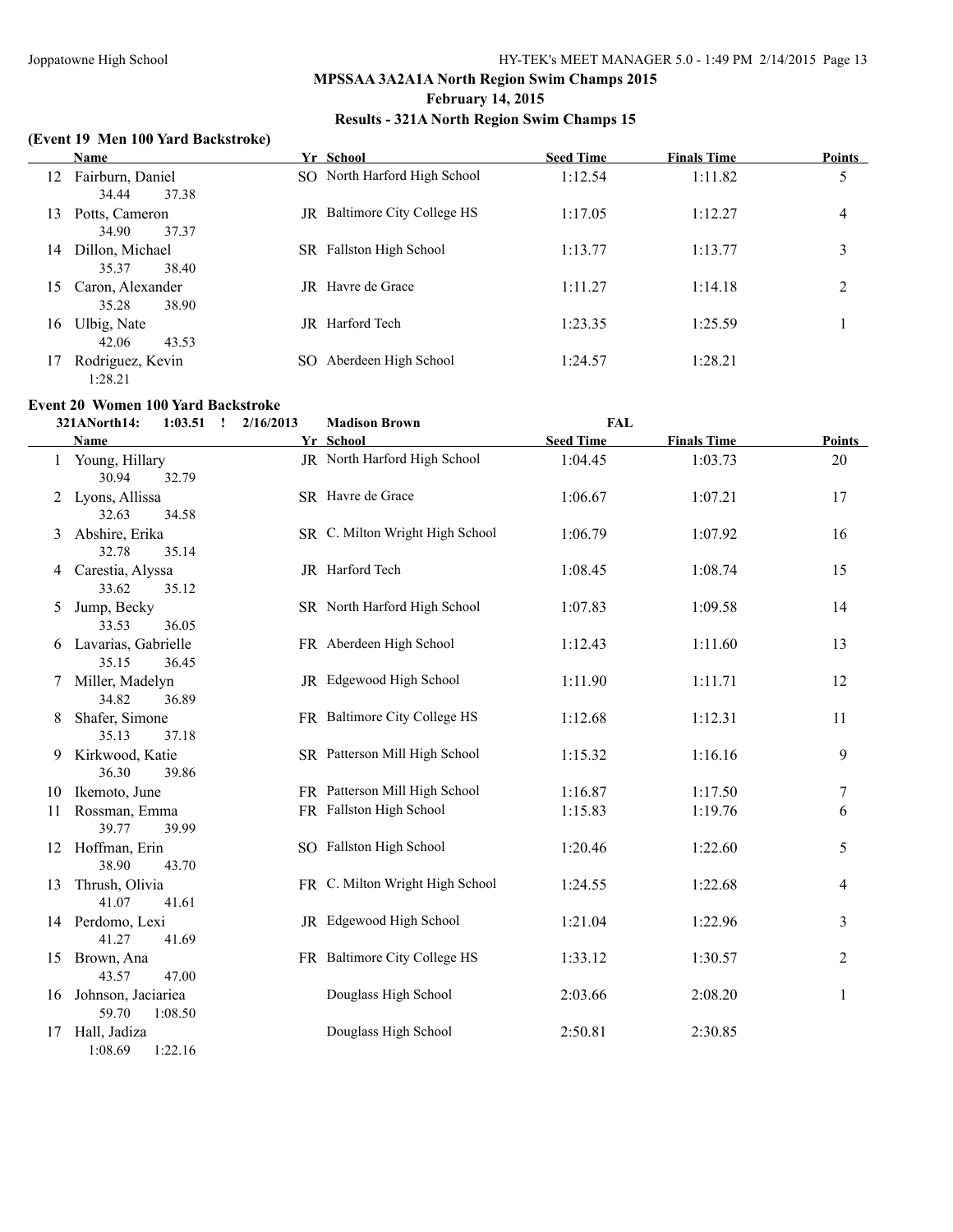## MPSSAA 3A2A1A North Region Swim Champs 2015

**February 14, 2015**

**Results - 321A North Region Swim Champs 15**

### (Event 19 Men 100 Yard Backstroke)

| | Name | Yr | School | Seed Time | Finals Time | Points |
|---|---|---|---|---|---|---|
| 12 | Fairburn, Daniel | SO | North Harford High School | 1:12.54 | 1:11.82 | 5 |
| | 34.44 37.38 | | | | | |
| 13 | Potts, Cameron | JR | Baltimore City College HS | 1:17.05 | 1:12.27 | 4 |
| | 34.90 37.37 | | | | | |
| 14 | Dillon, Michael | SR | Fallston High School | 1:13.77 | 1:13.77 | 3 |
| | 35.37 38.40 | | | | | |
| 15 | Caron, Alexander | JR | Havre de Grace | 1:11.27 | 1:14.18 | 2 |
| | 35.28 38.90 | | | | | |
| 16 | Ulbig, Nate | JR | Harford Tech | 1:23.35 | 1:25.59 | 1 |
| | 42.06 43.53 | | | | | |
| 17 | Rodriguez, Kevin | SO | Aberdeen High School | 1:24.57 | 1:28.21 | |
| | 1:28.21 | | | | | |

### Event 20 Women 100 Yard Backstroke

321ANorth14: 1:03.51 ! 2/16/2013 Madison Brown FAL

| | Name | Yr | School | Seed Time | Finals Time | Points |
|---|---|---|---|---|---|---|
| 1 | Young, Hillary | JR | North Harford High School | 1:04.45 | 1:03.73 | 20 |
| | 30.94 32.79 | | | | | |
| 2 | Lyons, Allissa | SR | Havre de Grace | 1:06.67 | 1:07.21 | 17 |
| | 32.63 34.58 | | | | | |
| 3 | Abshire, Erika | SR | C. Milton Wright High School | 1:06.79 | 1:07.92 | 16 |
| | 32.78 35.14 | | | | | |
| 4 | Carestia, Alyssa | JR | Harford Tech | 1:08.45 | 1:08.74 | 15 |
| | 33.62 35.12 | | | | | |
| 5 | Jump, Becky | SR | North Harford High School | 1:07.83 | 1:09.58 | 14 |
| | 33.53 36.05 | | | | | |
| 6 | Lavarias, Gabrielle | FR | Aberdeen High School | 1:12.43 | 1:11.60 | 13 |
| | 35.15 36.45 | | | | | |
| 7 | Miller, Madelyn | JR | Edgewood High School | 1:11.90 | 1:11.71 | 12 |
| | 34.82 36.89 | | | | | |
| 8 | Shafer, Simone | FR | Baltimore City College HS | 1:12.68 | 1:12.31 | 11 |
| | 35.13 37.18 | | | | | |
| 9 | Kirkwood, Katie | SR | Patterson Mill High School | 1:15.32 | 1:16.16 | 9 |
| | 36.30 39.86 | | | | | |
| 10 | Ikemoto, June | FR | Patterson Mill High School | 1:16.87 | 1:17.50 | 7 |
| 11 | Rossman, Emma | FR | Fallston High School | 1:15.83 | 1:19.76 | 6 |
| | 39.77 39.99 | | | | | |
| 12 | Hoffman, Erin | SO | Fallston High School | 1:20.46 | 1:22.60 | 5 |
| | 38.90 43.70 | | | | | |
| 13 | Thrush, Olivia | FR | C. Milton Wright High School | 1:24.55 | 1:22.68 | 4 |
| | 41.07 41.61 | | | | | |
| 14 | Perdomo, Lexi | JR | Edgewood High School | 1:21.04 | 1:22.96 | 3 |
| | 41.27 41.69 | | | | | |
| 15 | Brown, Ana | FR | Baltimore City College HS | 1:33.12 | 1:30.57 | 2 |
| | 43.57 47.00 | | | | | |
| 16 | Johnson, Jaciariea | | Douglass High School | 2:03.66 | 2:08.20 | 1 |
| | 59.70 1:08.50 | | | | | |
| 17 | Hall, Jadiza | | Douglass High School | 2:50.81 | 2:30.85 | |
| | 1:08.69 1:22.16 | | | | | |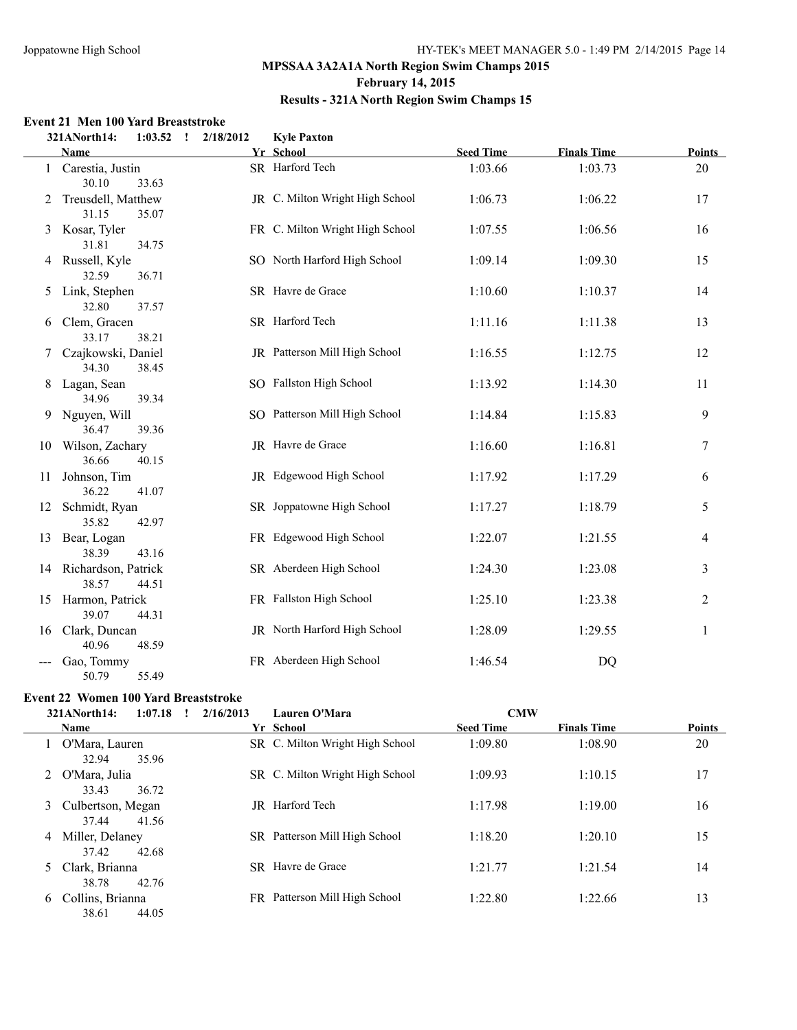## MPSSAA 3A2A1A North Region Swim Champs 2015

### February 14, 2015

### Results - 321A North Region Swim Champs 15

#### Event 21 Men 100 Yard Breaststroke

321ANorth14: 1:03.52 ! 2/18/2012 Kyle Paxton

| | Name | Yr | School | Seed Time | Finals Time | Points |
|---|---|---|---|---|---|---|
| 1 | Carestia, Justin | SR | Harford Tech | 1:03.66 | 1:03.73 | 20 |
| | 30.10 33.63 | | | | | |
| 2 | Treusdell, Matthew | JR | C. Milton Wright High School | 1:06.73 | 1:06.22 | 17 |
| | 31.15 35.07 | | | | | |
| 3 | Kosar, Tyler | FR | C. Milton Wright High School | 1:07.55 | 1:06.56 | 16 |
| | 31.81 34.75 | | | | | |
| 4 | Russell, Kyle | SO | North Harford High School | 1:09.14 | 1:09.30 | 15 |
| | 32.59 36.71 | | | | | |
| 5 | Link, Stephen | SR | Havre de Grace | 1:10.60 | 1:10.37 | 14 |
| | 32.80 37.57 | | | | | |
| 6 | Clem, Gracen | SR | Harford Tech | 1:11.16 | 1:11.38 | 13 |
| | 33.17 38.21 | | | | | |
| 7 | Czajkowski, Daniel | JR | Patterson Mill High School | 1:16.55 | 1:12.75 | 12 |
| | 34.30 38.45 | | | | | |
| 8 | Lagan, Sean | SO | Fallston High School | 1:13.92 | 1:14.30 | 11 |
| | 34.96 39.34 | | | | | |
| 9 | Nguyen, Will | SO | Patterson Mill High School | 1:14.84 | 1:15.83 | 9 |
| | 36.47 39.36 | | | | | |
| 10 | Wilson, Zachary | JR | Havre de Grace | 1:16.60 | 1:16.81 | 7 |
| | 36.66 40.15 | | | | | |
| 11 | Johnson, Tim | JR | Edgewood High School | 1:17.92 | 1:17.29 | 6 |
| | 36.22 41.07 | | | | | |
| 12 | Schmidt, Ryan | SR | Joppatowne High School | 1:17.27 | 1:18.79 | 5 |
| | 35.82 42.97 | | | | | |
| 13 | Bear, Logan | FR | Edgewood High School | 1:22.07 | 1:21.55 | 4 |
| | 38.39 43.16 | | | | | |
| 14 | Richardson, Patrick | SR | Aberdeen High School | 1:24.30 | 1:23.08 | 3 |
| | 38.57 44.51 | | | | | |
| 15 | Harmon, Patrick | FR | Fallston High School | 1:25.10 | 1:23.38 | 2 |
| | 39.07 44.31 | | | | | |
| 16 | Clark, Duncan | JR | North Harford High School | 1:28.09 | 1:29.55 | 1 |
| | 40.96 48.59 | | | | | |
| --- | Gao, Tommy | FR | Aberdeen High School | 1:46.54 | DQ | |
| | 50.79 55.49 | | | | | |

#### Event 22 Women 100 Yard Breaststroke

321ANorth14: 1:07.18 ! 2/16/2013 Lauren O'Mara CMW

| | Name | Yr | School | Seed Time | Finals Time | Points |
|---|---|---|---|---|---|---|
| 1 | O'Mara, Lauren | SR | C. Milton Wright High School | 1:09.80 | 1:08.90 | 20 |
| | 32.94 35.96 | | | | | |
| 2 | O'Mara, Julia | SR | C. Milton Wright High School | 1:09.93 | 1:10.15 | 17 |
| | 33.43 36.72 | | | | | |
| 3 | Culbertson, Megan | JR | Harford Tech | 1:17.98 | 1:19.00 | 16 |
| | 37.44 41.56 | | | | | |
| 4 | Miller, Delaney | SR | Patterson Mill High School | 1:18.20 | 1:20.10 | 15 |
| | 37.42 42.68 | | | | | |
| 5 | Clark, Brianna | SR | Havre de Grace | 1:21.77 | 1:21.54 | 14 |
| | 38.78 42.76 | | | | | |
| 6 | Collins, Brianna | FR | Patterson Mill High School | 1:22.80 | 1:22.66 | 13 |
| | 38.61 44.05 | | | | | |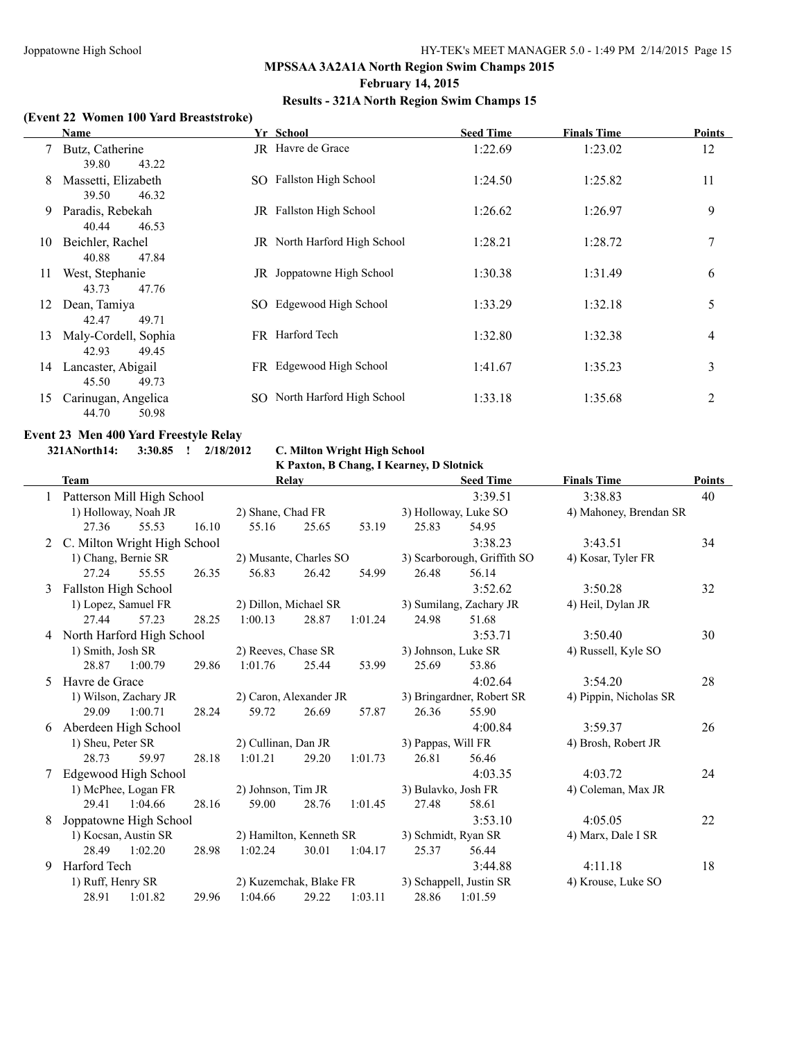# MPSSAA 3A2A1A North Region Swim Champs 2015

**February 14, 2015**

**Results - 321A North Region Swim Champs 15**

### (Event 22 Women 100 Yard Breaststroke)

| | Name | Yr | School | Seed Time | Finals Time | Points |
|---|---|---|---|---|---|---|
| 7 | Butz, Catherine | JR | Havre de Grace | 1:22.69 | 1:23.02 | 12 |
| | 39.80 43.22 | | | | | |
| 8 | Massetti, Elizabeth | SO | Fallston High School | 1:24.50 | 1:25.82 | 11 |
| | 39.50 46.32 | | | | | |
| 9 | Paradis, Rebekah | JR | Fallston High School | 1:26.62 | 1:26.97 | 9 |
| | 40.44 46.53 | | | | | |
| 10 | Beichler, Rachel | JR | North Harford High School | 1:28.21 | 1:28.72 | 7 |
| | 40.88 47.84 | | | | | |
| 11 | West, Stephanie | JR | Joppatowne High School | 1:30.38 | 1:31.49 | 6 |
| | 43.73 47.76 | | | | | |
| 12 | Dean, Tamiya | SO | Edgewood High School | 1:33.29 | 1:32.18 | 5 |
| | 42.47 49.71 | | | | | |
| 13 | Maly-Cordell, Sophia | FR | Harford Tech | 1:32.80 | 1:32.38 | 4 |
| | 42.93 49.45 | | | | | |
| 14 | Lancaster, Abigail | FR | Edgewood High School | 1:41.67 | 1:35.23 | 3 |
| | 45.50 49.73 | | | | | |
| 15 | Carinugan, Angelica | SO | North Harford High School | 1:33.18 | 1:35.68 | 2 |
| | 44.70 50.98 | | | | | |

### Event 23 Men 400 Yard Freestyle Relay

**321ANorth14: 3:30.85 ! 2/18/2012 C. Milton Wright High School**
**K Paxton, B Chang, I Kearney, D Slotnick**

| | Team | Relay | Seed Time | Finals Time | Points |
|---|---|---|---|---|---|
| 1 | Patterson Mill High School | | 3:39.51 | 3:38.83 | 40 |
| | 1) Holloway, Noah JR; 2) Shane, Chad FR; 3) Holloway, Luke SO; 4) Mahoney, Brendan SR | | | | |
| | 27.36 55.53 16.10 55.16 25.65 53.19 25.83 54.95 | | | | |
| 2 | C. Milton Wright High School | | 3:38.23 | 3:43.51 | 34 |
| | 1) Chang, Bernie SR; 2) Musante, Charles SO; 3) Scarborough, Griffith SO; 4) Kosar, Tyler FR | | | | |
| | 27.24 55.55 26.35 56.83 26.42 54.99 26.48 56.14 | | | | |
| 3 | Fallston High School | | 3:52.62 | 3:50.28 | 32 |
| | 1) Lopez, Samuel FR; 2) Dillon, Michael SR; 3) Sumilang, Zachary JR; 4) Heil, Dylan JR | | | | |
| | 27.44 57.23 28.25 1:00.13 28.87 1:01.24 24.98 51.68 | | | | |
| 4 | North Harford High School | | 3:53.71 | 3:50.40 | 30 |
| | 1) Smith, Josh SR; 2) Reeves, Chase SR; 3) Johnson, Luke SR; 4) Russell, Kyle SO | | | | |
| | 28.87 1:00.79 29.86 1:01.76 25.44 53.99 25.69 53.86 | | | | |
| 5 | Havre de Grace | | 4:02.64 | 3:54.20 | 28 |
| | 1) Wilson, Zachary JR; 2) Caron, Alexander JR; 3) Bringardner, Robert SR; 4) Pippin, Nicholas SR | | | | |
| | 29.09 1:00.71 28.24 59.72 26.69 57.87 26.36 55.90 | | | | |
| 6 | Aberdeen High School | | 4:00.84 | 3:59.37 | 26 |
| | 1) Sheu, Peter SR; 2) Cullinan, Dan JR; 3) Pappas, Will FR; 4) Brosh, Robert JR | | | | |
| | 28.73 59.97 28.18 1:01.21 29.20 1:01.73 26.81 56.46 | | | | |
| 7 | Edgewood High School | | 4:03.35 | 4:03.72 | 24 |
| | 1) McPhee, Logan FR; 2) Johnson, Tim JR; 3) Bulavko, Josh FR; 4) Coleman, Max JR | | | | |
| | 29.41 1:04.66 28.16 59.00 28.76 1:01.45 27.48 58.61 | | | | |
| 8 | Joppatowne High School | | 3:53.10 | 4:05.05 | 22 |
| | 1) Kocsan, Austin SR; 2) Hamilton, Kenneth SR; 3) Schmidt, Ryan SR; 4) Marx, Dale I SR | | | | |
| | 28.49 1:02.20 28.98 1:02.24 30.01 1:04.17 25.37 56.44 | | | | |
| 9 | Harford Tech | | 3:44.88 | 4:11.18 | 18 |
| | 1) Ruff, Henry SR; 2) Kuzemchak, Blake FR; 3) Schappell, Justin SR; 4) Krouse, Luke SO | | | | |
| | 28.91 1:01.82 29.96 1:04.66 29.22 1:03.11 28.86 1:01.59 | | | | |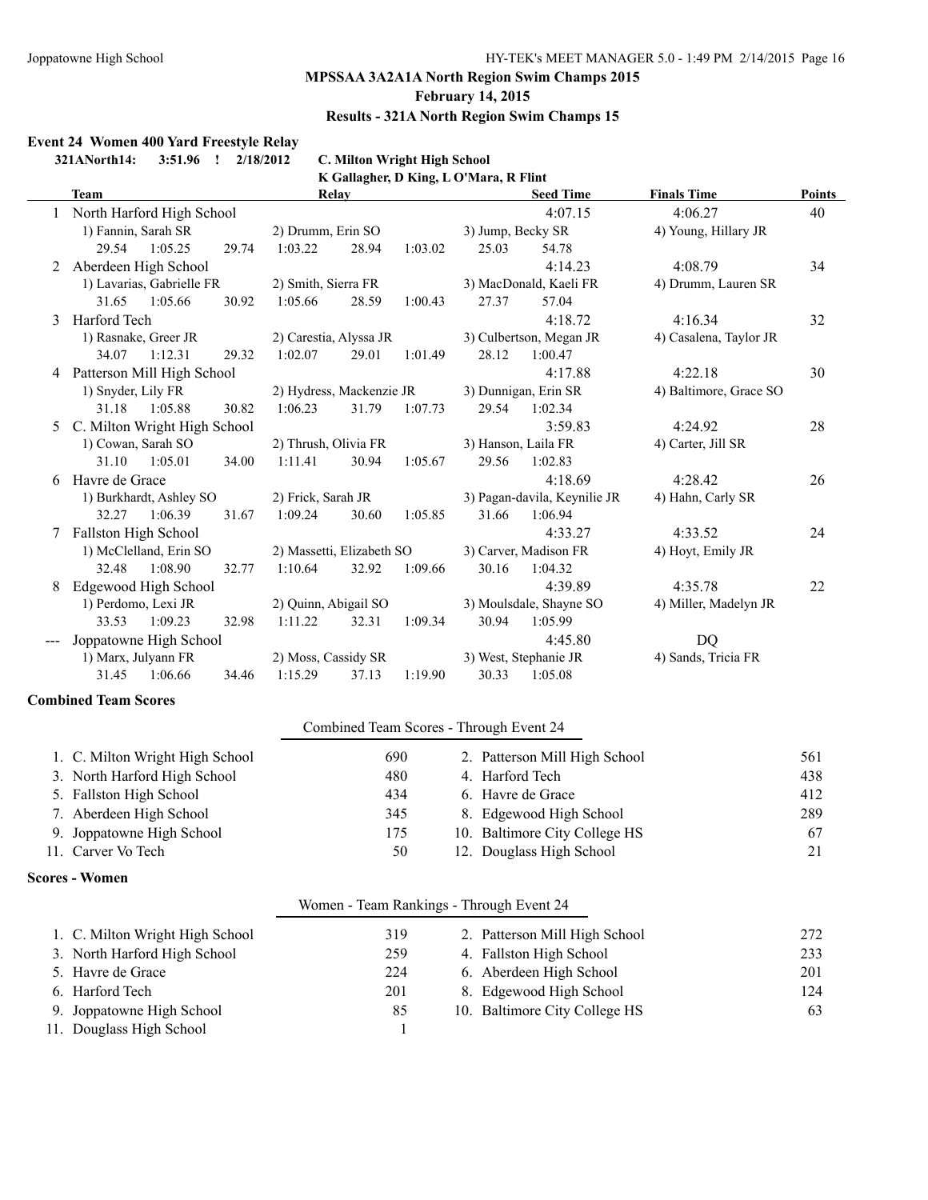## MPSSAA 3A2A1A North Region Swim Champs 2015

### February 14, 2015

### Results - 321A North Region Swim Champs 15

**Event 24 Women 400 Yard Freestyle Relay**

**321ANorth14: 3:51.96 ! 2/18/2012 C. Milton Wright High School**
**K Gallagher, D King, L O'Mara, R Flint**

| | Team | Relay | Seed Time | Finals Time | Points |
|---|---|---|---|---|---|
| 1 | North Harford High School | | 4:07.15 | 4:06.27 | 40 |
| | 1) Fannin, Sarah SR | 2) Drumm, Erin SO | 3) Jump, Becky SR | 4) Young, Hillary JR | |
| | 29.54 1:05.25 29.74 | 1:03.22 28.94 1:03.02 | 25.03 54.78 | | |
| 2 | Aberdeen High School | | 4:14.23 | 4:08.79 | 34 |
| | 1) Lavarias, Gabrielle FR | 2) Smith, Sierra FR | 3) MacDonald, Kaeli FR | 4) Drumm, Lauren SR | |
| | 31.65 1:05.66 30.92 | 1:05.66 28.59 1:00.43 | 27.37 57.04 | | |
| 3 | Harford Tech | | 4:18.72 | 4:16.34 | 32 |
| | 1) Rasnake, Greer JR | 2) Carestia, Alyssa JR | 3) Culbertson, Megan JR | 4) Casalena, Taylor JR | |
| | 34.07 1:12.31 29.32 | 1:02.07 29.01 1:01.49 | 28.12 1:00.47 | | |
| 4 | Patterson Mill High School | | 4:17.88 | 4:22.18 | 30 |
| | 1) Snyder, Lily FR | 2) Hydress, Mackenzie JR | 3) Dunnigan, Erin SR | 4) Baltimore, Grace SO | |
| | 31.18 1:05.88 30.82 | 1:06.23 31.79 1:07.73 | 29.54 1:02.34 | | |
| 5 | C. Milton Wright High School | | 3:59.83 | 4:24.92 | 28 |
| | 1) Cowan, Sarah SO | 2) Thrush, Olivia FR | 3) Hanson, Laila FR | 4) Carter, Jill SR | |
| | 31.10 1:05.01 34.00 | 1:11.41 30.94 1:05.67 | 29.56 1:02.83 | | |
| 6 | Havre de Grace | | 4:18.69 | 4:28.42 | 26 |
| | 1) Burkhardt, Ashley SO | 2) Frick, Sarah JR | 3) Pagan-davila, Keynilie JR | 4) Hahn, Carly SR | |
| | 32.27 1:06.39 31.67 | 1:09.24 30.60 1:05.85 | 31.66 1:06.94 | | |
| 7 | Fallston High School | | 4:33.27 | 4:33.52 | 24 |
| | 1) McClelland, Erin SO | 2) Massetti, Elizabeth SO | 3) Carver, Madison FR | 4) Hoyt, Emily JR | |
| | 32.48 1:08.90 32.77 | 1:10.64 32.92 1:09.66 | 30.16 1:04.32 | | |
| 8 | Edgewood High School | | 4:39.89 | 4:35.78 | 22 |
| | 1) Perdomo, Lexi JR | 2) Quinn, Abigail SO | 3) Moulsdale, Shayne SO | 4) Miller, Madelyn JR | |
| | 33.53 1:09.23 32.98 | 1:11.22 32.31 1:09.34 | 30.94 1:05.99 | | |
| --- | Joppatowne High School | | 4:45.80 | DQ | |
| | 1) Marx, Julyann FR | 2) Moss, Cassidy SR | 3) West, Stephanie JR | 4) Sands, Tricia FR | |
| | 31.45 1:06.66 34.46 | 1:15.29 37.13 1:19.90 | 30.33 1:05.08 | | |

**Combined Team Scores**

Combined Team Scores - Through Event 24

| | Team | Score | | Team | Score |
|---|---|---|---|---|---|
| 1. | C. Milton Wright High School | 690 | 2. | Patterson Mill High School | 561 |
| 3. | North Harford High School | 480 | 4. | Harford Tech | 438 |
| 5. | Fallston High School | 434 | 6. | Havre de Grace | 412 |
| 7. | Aberdeen High School | 345 | 8. | Edgewood High School | 289 |
| 9. | Joppatowne High School | 175 | 10. | Baltimore City College HS | 67 |
| 11. | Carver Vo Tech | 50 | 12. | Douglass High School | 21 |

**Scores - Women**

Women - Team Rankings - Through Event 24

| | Team | Score | | Team | Score |
|---|---|---|---|---|---|
| 1. | C. Milton Wright High School | 319 | 2. | Patterson Mill High School | 272 |
| 3. | North Harford High School | 259 | 4. | Fallston High School | 233 |
| 5. | Havre de Grace | 224 | 6. | Aberdeen High School | 201 |
| 6. | Harford Tech | 201 | 8. | Edgewood High School | 124 |
| 9. | Joppatowne High School | 85 | 10. | Baltimore City College HS | 63 |
| 11. | Douglass High School | 1 | | | |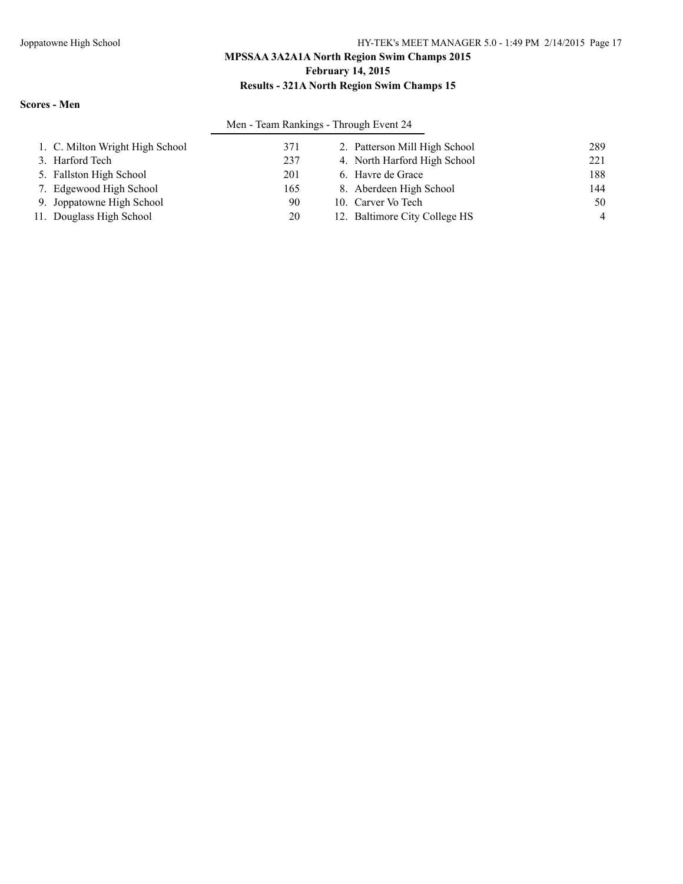# MPSSAA 3A2A1A North Region Swim Champs 2015

**February 14, 2015**

**Results - 321A North Region Swim Champs 15**

**Scores - Men**

Men - Team Rankings - Through Event 24

| | | | |
|---|---|---|---|
| 1. C. Milton Wright High School | 371 | 2. Patterson Mill High School | 289 |
| 3. Harford Tech | 237 | 4. North Harford High School | 221 |
| 5. Fallston High School | 201 | 6. Havre de Grace | 188 |
| 7. Edgewood High School | 165 | 8. Aberdeen High School | 144 |
| 9. Joppatowne High School | 90 | 10. Carver Vo Tech | 50 |
| 11. Douglass High School | 20 | 12. Baltimore City College HS | 4 |